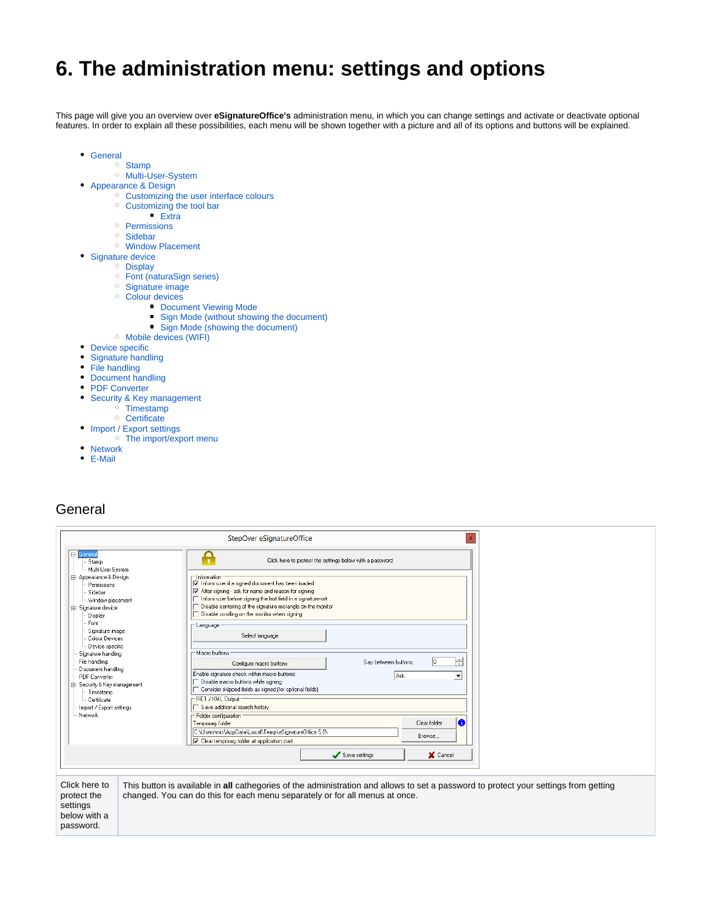# 6. The administration menu: settings and options

This page will give you an overview over **eSignatureOffice's** administration menu, in which you can change settings and activate or deactivate optional features. In order to explain all these possibilities, each menu will be shown together with a picture and all of its options and buttons will be explained.

- General
  - Stamp
  - Multi-User-System
- Appearance & Design
  - Customizing the user interface colours
  - Customizing the tool bar
    - Extra
  - Permissions
  - Sidebar
  - Window Placement
- Signature device
  - Display
  - Font (naturaSign series)
  - Signature image
  - Colour devices
    - Document Viewing Mode
    - Sign Mode (without showing the document)
    - Sign Mode (showing the document)
  - Mobile devices (WIFI)
- Device specific
- Signature handling
- File handling
- Document handling
- PDF Converter
- Security & Key management
  - Timestamp
  - Certificate
- Import / Export settings
  - The import/export menu
- Network
- E-Mail

## General

| | |
|---|---|
| Click here to protect the settings below with a password. | This button is available in **all** cathegories of the administration and allows to set a password to protect your settings from getting changed. You can do this for each menu separately or for all menus at once. |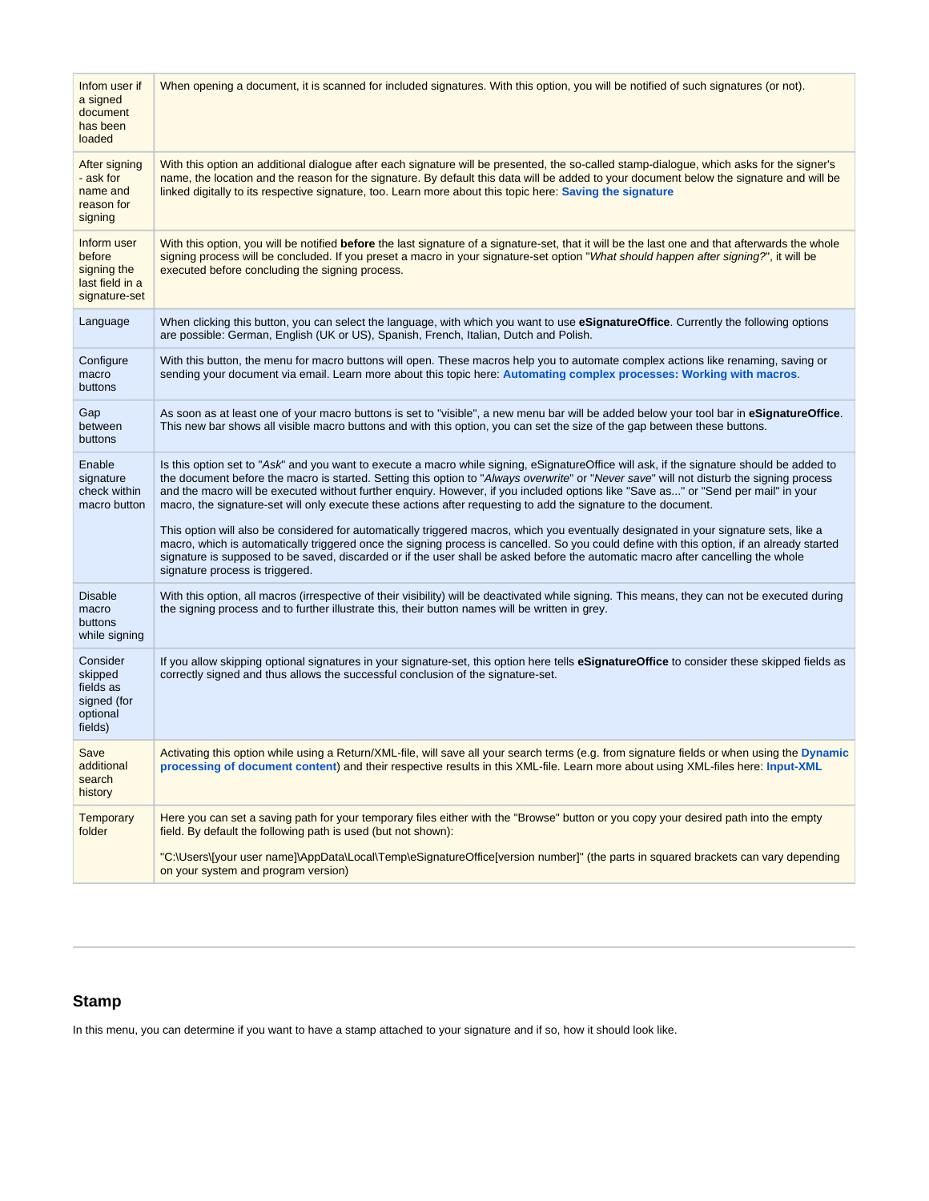| | |
|---|---|
| Infom user if a signed document has been loaded | When opening a document, it is scanned for included signatures. With this option, you will be notified of such signatures (or not). |
| After signing - ask for name and reason for signing | With this option an additional dialogue after each signature will be presented, the so-called stamp-dialogue, which asks for the signer's name, the location and the reason for the signature. By default this data will be added to your document below the signature and will be linked digitally to its respective signature, too. Learn more about this topic here: **Saving the signature** |
| Inform user before signing the last field in a signature-set | With this option, you will be notified **before** the last signature of a signature-set, that it will be the last one and that afterwards the whole signing process will be concluded. If you preset a macro in your signature-set option "*What should happen after signing?*", it will be executed before concluding the signing process. |
| Language | When clicking this button, you can select the language, with which you want to use **eSignatureOffice**. Currently the following options are possible: German, English (UK or US), Spanish, French, Italian, Dutch and Polish. |
| Configure macro buttons | With this button, the menu for macro buttons will open. These macros help you to automate complex actions like renaming, saving or sending your document via email. Learn more about this topic here: **Automating complex processes: Working with macros**. |
| Gap between buttons | As soon as at least one of your macro buttons is set to "visible", a new menu bar will be added below your tool bar in **eSignatureOffice**. This new bar shows all visible macro buttons and with this option, you can set the size of the gap between these buttons. |
| Enable signature check within macro button | Is this option set to "*Ask*" and you want to execute a macro while signing, eSignatureOffice will ask, if the signature should be added to the document before the macro is started. Setting this option to "*Always overwrite*" or "*Never save*" will not disturb the signing process and the macro will be executed without further enquiry. However, if you included options like "Save as..." or "Send per mail" in your macro, the signature-set will only execute these actions after requesting to add the signature to the document.<br><br>This option will also be considered for automatically triggered macros, which you eventually designated in your signature sets, like a macro, which is automatically triggered once the signing process is cancelled. So you could define with this option, if an already started signature is supposed to be saved, discarded or if the user shall be asked before the automatic macro after cancelling the whole signature process is triggered. |
| Disable macro buttons while signing | With this option, all macros (irrespective of their visibility) will be deactivated while signing. This means, they can not be executed during the signing process and to further illustrate this, their button names will be written in grey. |
| Consider skipped fields as signed (for optional fields) | If you allow skipping optional signatures in your signature-set, this option here tells **eSignatureOffice** to consider these skipped fields as correctly signed and thus allows the successful conclusion of the signature-set. |
| Save additional search history | Activating this option while using a Return/XML-file, will save all your search terms (e.g. from signature fields or when using the **Dynamic processing of document content**) and their respective results in this XML-file. Learn more about using XML-files here: **Input-XML** |
| Temporary folder | Here you can set a saving path for your temporary files either with the "Browse" button or you copy your desired path into the empty field. By default the following path is used (but not shown):<br><br>"C:\Users\[your user name]\AppData\Local\Temp\eSignatureOffice[version number]" (the parts in squared brackets can vary depending on your system and program version) |

---

## Stamp

In this menu, you can determine if you want to have a stamp attached to your signature and if so, how it should look like.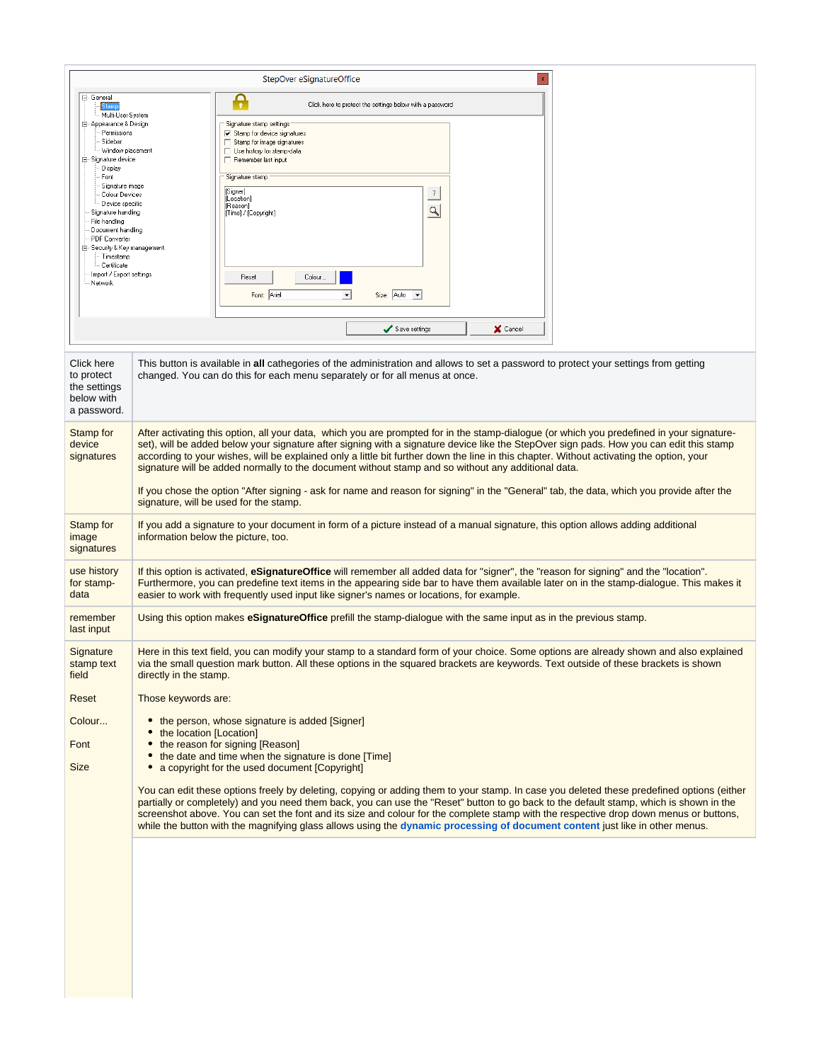| | |
|---|---|
| Click here to protect the settings below with a password. | This button is available in **all** cathegories of the administration and allows to set a password to protect your settings from getting changed. You can do this for each menu separately or for all menus at once. |
| Stamp for device signatures | After activating this option, all your data, which you are prompted for in the stamp-dialogue (or which you predefined in your signature-set), will be added below your signature after signing with a signature device like the StepOver sign pads. How you can edit this stamp according to your wishes, will be explained only a little bit further down the line in this chapter. Without activating the option, your signature will be added normally to the document without stamp and so without any additional data.<br><br>If you chose the option "After signing - ask for name and reason for signing" in the "General" tab, the data, which you provide after the signature, will be used for the stamp. |
| Stamp for image signatures | If you add a signature to your document in form of a picture instead of a manual signature, this option allows adding additional information below the picture, too. |
| use history for stamp-data | If this option is activated, **eSignatureOffice** will remember all added data for "signer", the "reason for signing" and the "location". Furthermore, you can predefine text items in the appearing side bar to have them available later on in the stamp-dialogue. This makes it easier to work with frequently used input like signer's names or locations, for example. |
| remember last input | Using this option makes **eSignatureOffice** prefill the stamp-dialogue with the same input as in the previous stamp. |
| Signature stamp text field<br><br>Reset<br><br>Colour...<br><br>Font<br><br>Size | Here in this text field, you can modify your stamp to a standard form of your choice. Some options are already shown and also explained via the small question mark button. All these options in the squared brackets are keywords. Text outside of these brackets is shown directly in the stamp.<br><br>Those keywords are:<br><br>• the person, whose signature is added [Signer]<br>• the location [Location]<br>• the reason for signing [Reason]<br>• the date and time when the signature is done [Time]<br>• a copyright for the used document [Copyright]<br><br>You can edit these options freely by deleting, copying or adding them to your stamp. In case you deleted these predefined options (either partially or completely) and you need them back, you can use the "Reset" button to go back to the default stamp, which is shown in the screenshot above. You can set the font and its size and colour for the complete stamp with the respective drop down menus or buttons, while the button with the magnifying glass allows using the **dynamic processing of document content** just like in other menus. |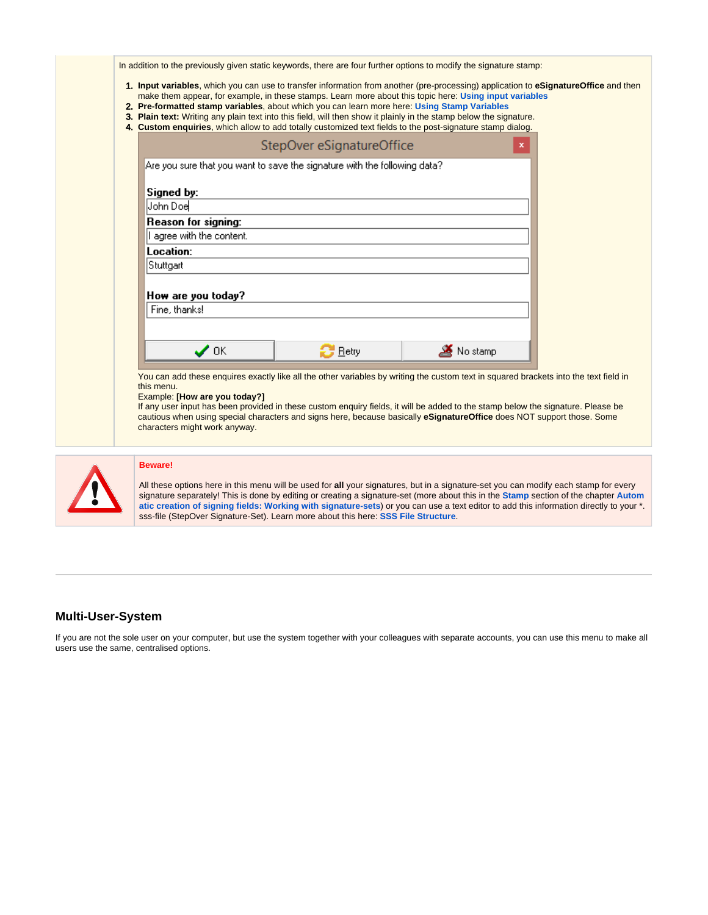In addition to the previously given static keywords, there are four further options to modify the signature stamp:

1. **Input variables**, which you can use to transfer information from another (pre-processing) application to **eSignatureOffice** and then make them appear, for example, in these stamps. Learn more about this topic here: **Using input variables**
2. **Pre-formatted stamp variables**, about which you can learn more here: **Using Stamp Variables**
3. **Plain text:** Writing any plain text into this field, will then show it plainly in the stamp below the signature.
4. **Custom enquiries**, which allow to add totally customized text fields to the post-signature stamp dialog.

   StepOver eSignatureOffice

   Are you sure that you want to save the signature with the following data?

   **Signed by:**
   John Doe

   **Reason for signing:**
   I agree with the content.

   **Location:**
   Stuttgart

   **How are you today?**
   Fine, thanks!

   OK | Retry | No stamp

   You can add these enquires exactly like all the other variables by writing the custom text in squared brackets into the text field in this menu.
   Example: **[How are you today?]**
   If any user input has been provided in these custom enquiry fields, it will be added to the stamp below the signature. Please be cautious when using special characters and signs here, because basically **eSignatureOffice** does NOT support those. Some characters might work anyway.

**Beware!**

All these options here in this menu will be used for **all** your signatures, but in a signature-set you can modify each stamp for every signature separately! This is done by editing or creating a signature-set (more about this in the **Stamp** section of the chapter **Automatic creation of signing fields: Working with signature-sets**) or you can use a text editor to add this information directly to your *.sss-file (StepOver Signature-Set). Learn more about this here: **SSS File Structure**.

---

## Multi-User-System

If you are not the sole user on your computer, but use the system together with your colleagues with separate accounts, you can use this menu to make all users use the same, centralised options.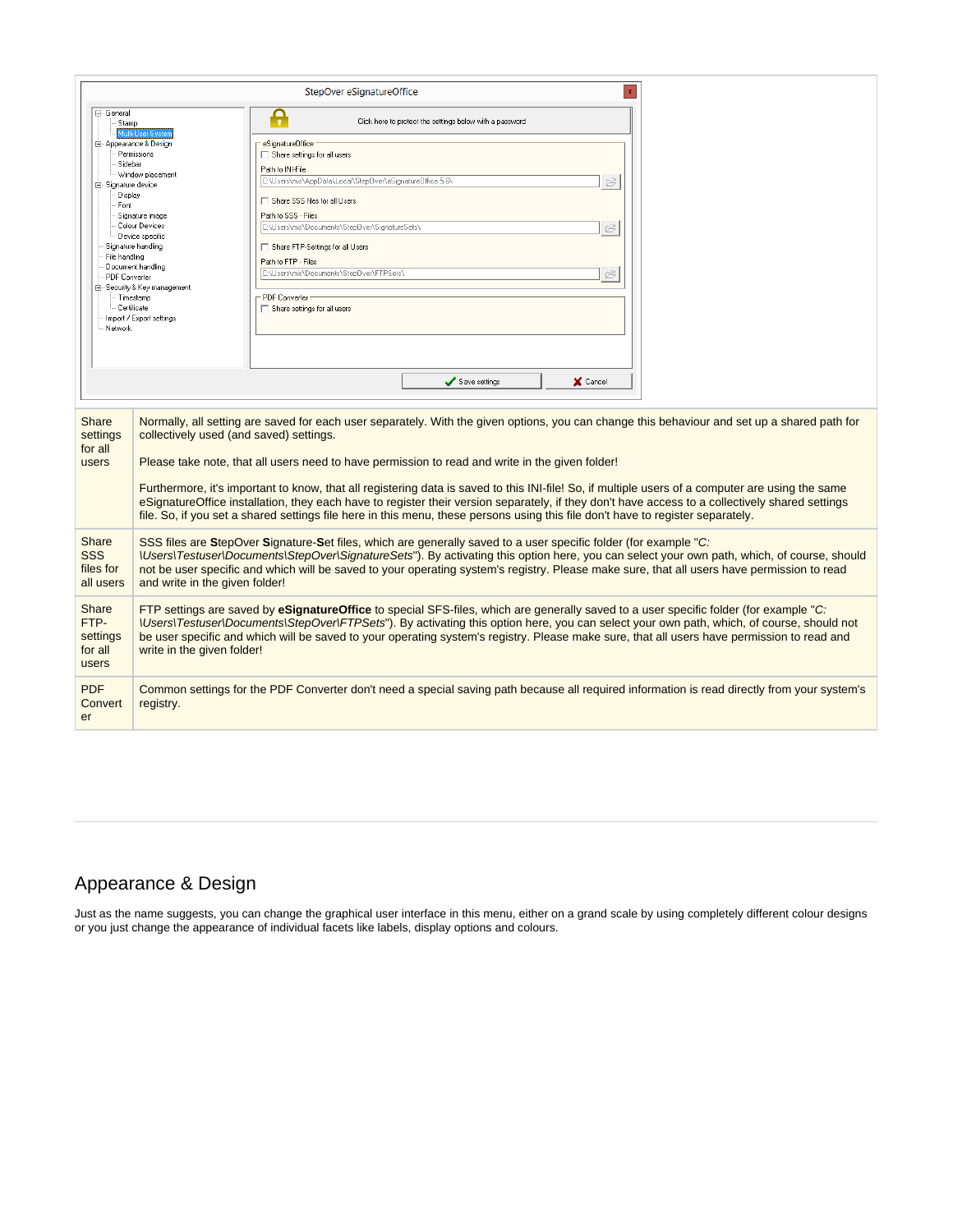| Share settings for all users | Normally, all setting are saved for each user separately. With the given options, you can change this behaviour and set up a shared path for collectively used (and saved) settings.<br><br>Please take note, that all users need to have permission to read and write in the given folder!<br><br>Furthermore, it's important to know, that all registering data is saved to this INI-file! So, if multiple users of a computer are using the same eSignatureOffice installation, they each have to register their version separately, if they don't have access to a collectively shared settings file. So, if you set a shared settings file here in this menu, these persons using this file don't have to register separately. |
|---|---|
| Share SSS files for all users | SSS files are **S**tepOver **S**ignature-**S**et files, which are generally saved to a user specific folder (for example "*C:\Users\Testuser\Documents\StepOver\SignatureSets*"). By activating this option here, you can select your own path, which, of course, should not be user specific and which will be saved to your operating system's registry. Please make sure, that all users have permission to read and write in the given folder! |
| Share FTP-settings for all users | FTP settings are saved by **eSignatureOffice** to special SFS-files, which are generally saved to a user specific folder (for example "*C:\Users\Testuser\Documents\StepOver\FTPSets*"). By activating this option here, you can select your own path, which, of course, should not be user specific and which will be saved to your operating system's registry. Please make sure, that all users have permission to read and write in the given folder! |
| PDF Converter | Common settings for the PDF Converter don't need a special saving path because all required information is read directly from your system's registry. |

## Appearance & Design

Just as the name suggests, you can change the graphical user interface in this menu, either on a grand scale by using completely different colour designs or you just change the appearance of individual facets like labels, display options and colours.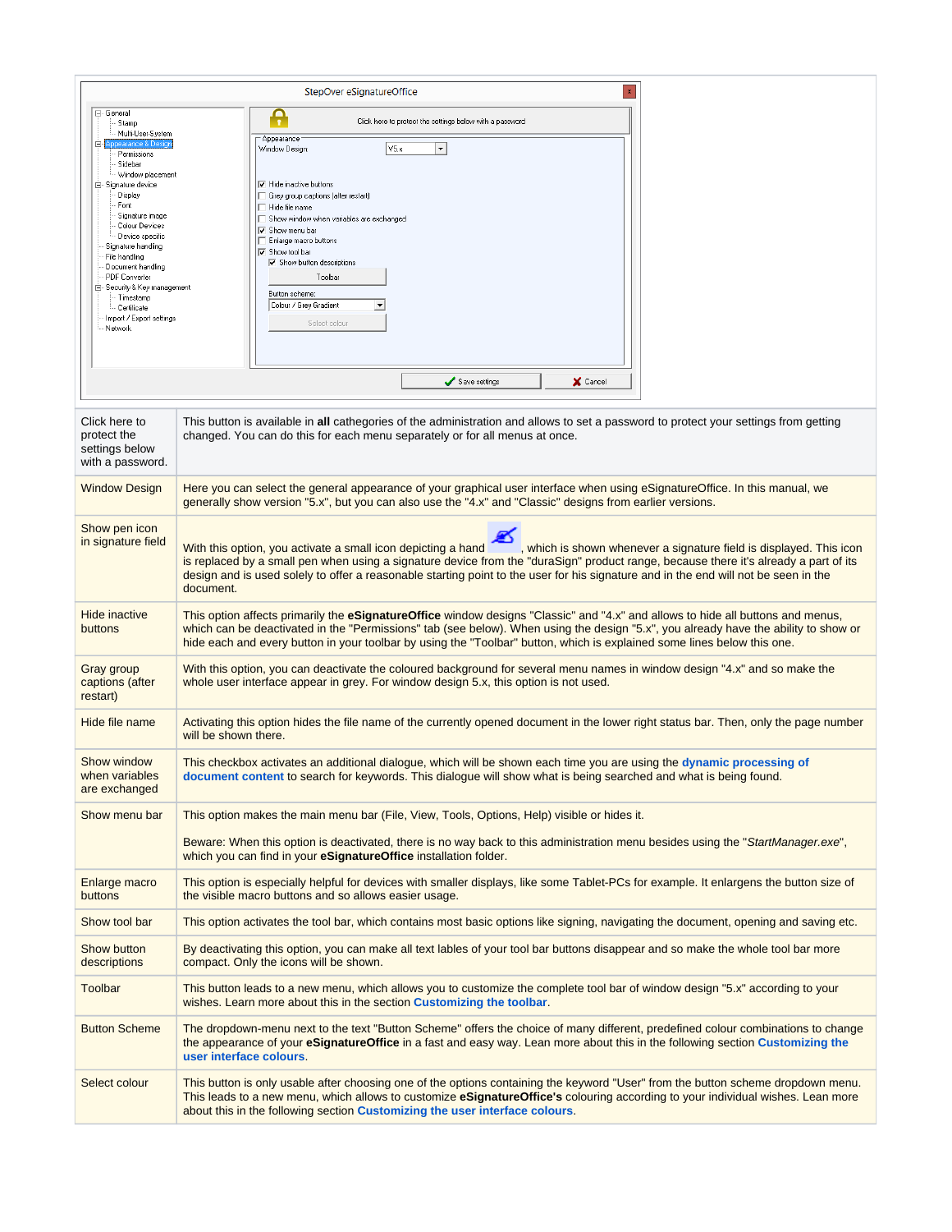| | |
|---|---|
| Click here to protect the settings below with a password. | This button is available in **all** cathegories of the administration and allows to set a password to protect your settings from getting changed. You can do this for each menu separately or for all menus at once. |
| Window Design | Here you can select the general appearance of your graphical user interface when using eSignatureOffice. In this manual, we generally show version "5.x", but you can also use the "4.x" and "Classic" designs from earlier versions. |
| Show pen icon in signature field | With this option, you activate a small icon depicting a hand , which is shown whenever a signature field is displayed. This icon is replaced by a small pen when using a signature device from the "duraSign" product range, because there it's already a part of its design and is used solely to offer a reasonable starting point to the user for his signature and in the end will not be seen in the document. |
| Hide inactive buttons | This option affects primarily the **eSignatureOffice** window designs "Classic" and "4.x" and allows to hide all buttons and menus, which can be deactivated in the "Permissions" tab (see below). When using the design "5.x", you already have the ability to show or hide each and every button in your toolbar by using the "Toolbar" button, which is explained some lines below this one. |
| Gray group captions (after restart) | With this option, you can deactivate the coloured background for several menu names in window design "4.x" and so make the whole user interface appear in grey. For window design 5.x, this option is not used. |
| Hide file name | Activating this option hides the file name of the currently opened document in the lower right status bar. Then, only the page number will be shown there. |
| Show window when variables are exchanged | This checkbox activates an additional dialogue, which will be shown each time you are using the **dynamic processing of document content** to search for keywords. This dialogue will show what is being searched and what is being found. |
| Show menu bar | This option makes the main menu bar (File, View, Tools, Options, Help) visible or hides it.<br><br>Beware: When this option is deactivated, there is no way back to this administration menu besides using the "*StartManager.exe*", which you can find in your **eSignatureOffice** installation folder. |
| Enlarge macro buttons | This option is especially helpful for devices with smaller displays, like some Tablet-PCs for example. It enlargens the button size of the visible macro buttons and so allows easier usage. |
| Show tool bar | This option activates the tool bar, which contains most basic options like signing, navigating the document, opening and saving etc. |
| Show button descriptions | By deactivating this option, you can make all text lables of your tool bar buttons disappear and so make the whole tool bar more compact. Only the icons will be shown. |
| Toolbar | This button leads to a new menu, which allows you to customize the complete tool bar of window design "5.x" according to your wishes. Learn more about this in the section **Customizing the toolbar**. |
| Button Scheme | The dropdown-menu next to the text "Button Scheme" offers the choice of many different, predefined colour combinations to change the appearance of your **eSignatureOffice** in a fast and easy way. Lean more about this in the following section **Customizing the user interface colours**. |
| Select colour | This button is only usable after choosing one of the options containing the keyword "User" from the button scheme dropdown menu. This leads to a new menu, which allows to customize **eSignatureOffice's** colouring according to your individual wishes. Lean more about this in the following section **Customizing the user interface colours**. |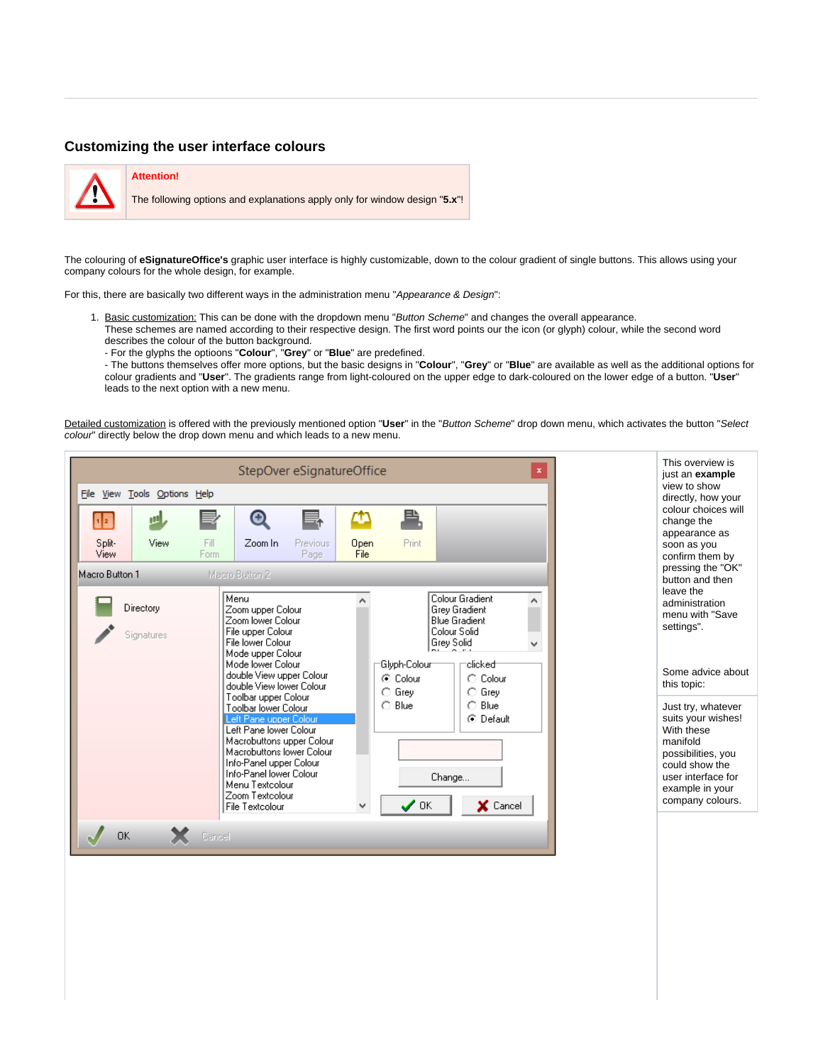## Customizing the user interface colours

**Attention!**

The following options and explanations apply only for window design "**5.x**"!

The colouring of **eSignatureOffice's** graphic user interface is highly customizable, down to the colour gradient of single buttons. This allows using your company colours for the whole design, for example.

For this, there are basically two different ways in the administration menu "*Appearance & Design*":

1. Basic customization: This can be done with the dropdown menu "*Button Scheme*" and changes the overall appearance.
   These schemes are named according to their respective design. The first word points our the icon (or glyph) colour, while the second word describes the colour of the button background.
   - For the glyphs the optioons "**Colour**", "**Grey**" or "**Blue**" are predefined.
   - The buttons themselves offer more options, but the basic designs in "**Colour**", "**Grey**" or "**Blue**" are available as well as the additional options for colour gradients and "**User**". The gradients range from light-coloured on the upper edge to dark-coloured on the lower edge of a button. "**User**" leads to the next option with a new menu.

Detailed customization is offered with the previously mentioned option "**User**" in the "*Button Scheme*" drop down menu, which activates the button "*Select colour*" directly below the drop down menu and which leads to a new menu.

This overview is just an **example** view to show directly, how your colour choices will change the appearance as soon as you confirm them by pressing the "OK" button and then leave the administration menu with "Save settings".

Some advice about this topic:

Just try, whatever suits your wishes! With these manifold possibilities, you could show the user interface for example in your company colours.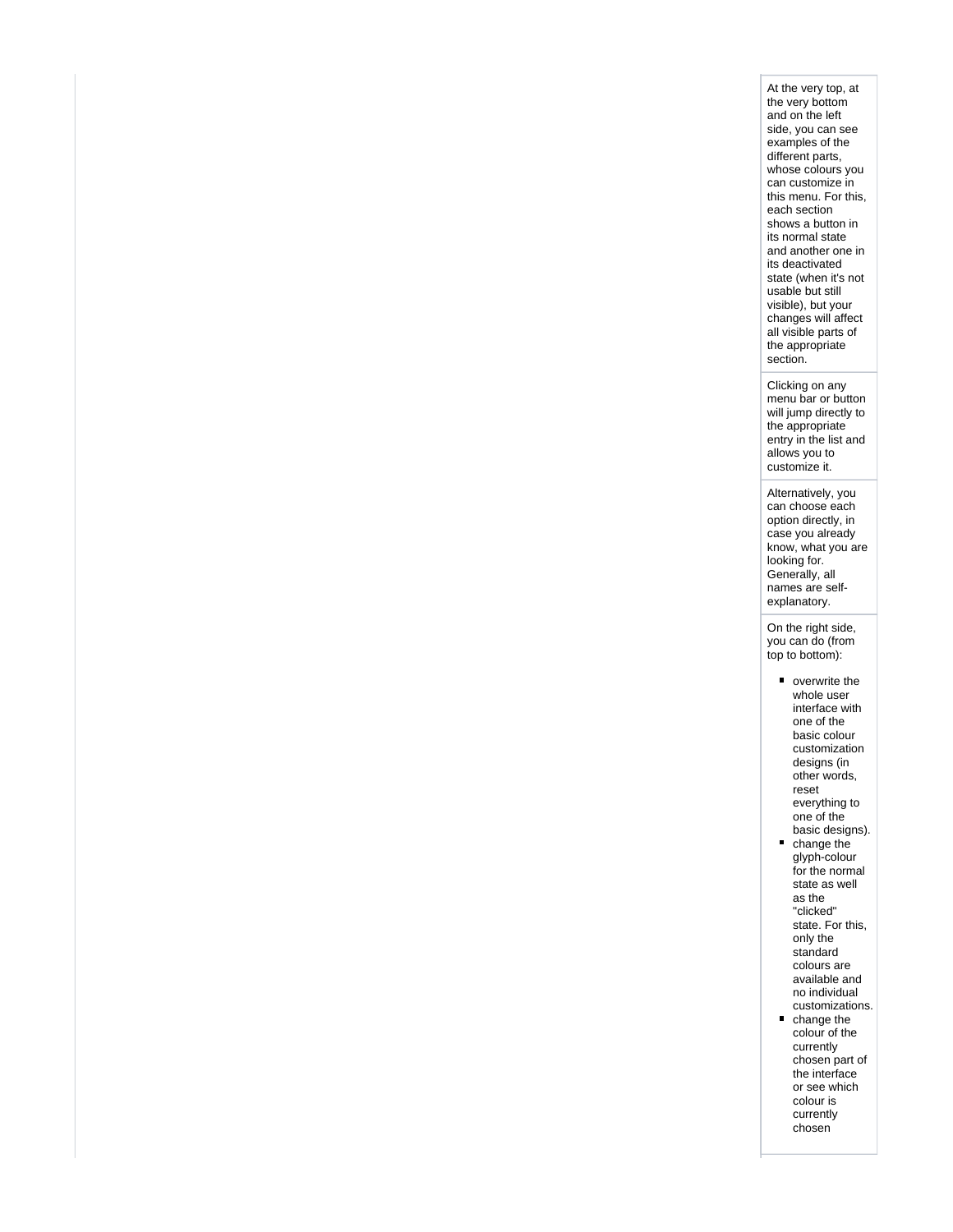At the very top, at the very bottom and on the left side, you can see examples of the different parts, whose colours you can customize in this menu. For this, each section shows a button in its normal state and another one in its deactivated state (when it's not usable but still visible), but your changes will affect all visible parts of the appropriate section.

Clicking on any menu bar or button will jump directly to the appropriate entry in the list and allows you to customize it.

Alternatively, you can choose each option directly, in case you already know, what you are looking for. Generally, all names are self-explanatory.

On the right side, you can do (from top to bottom):

- overwrite the whole user interface with one of the basic colour customization designs (in other words, reset everything to one of the basic designs).
- change the glyph-colour for the normal state as well as the "clicked" state. For this, only the standard colours are available and no individual customizations.
- change the colour of the currently chosen part of the interface or see which colour is currently chosen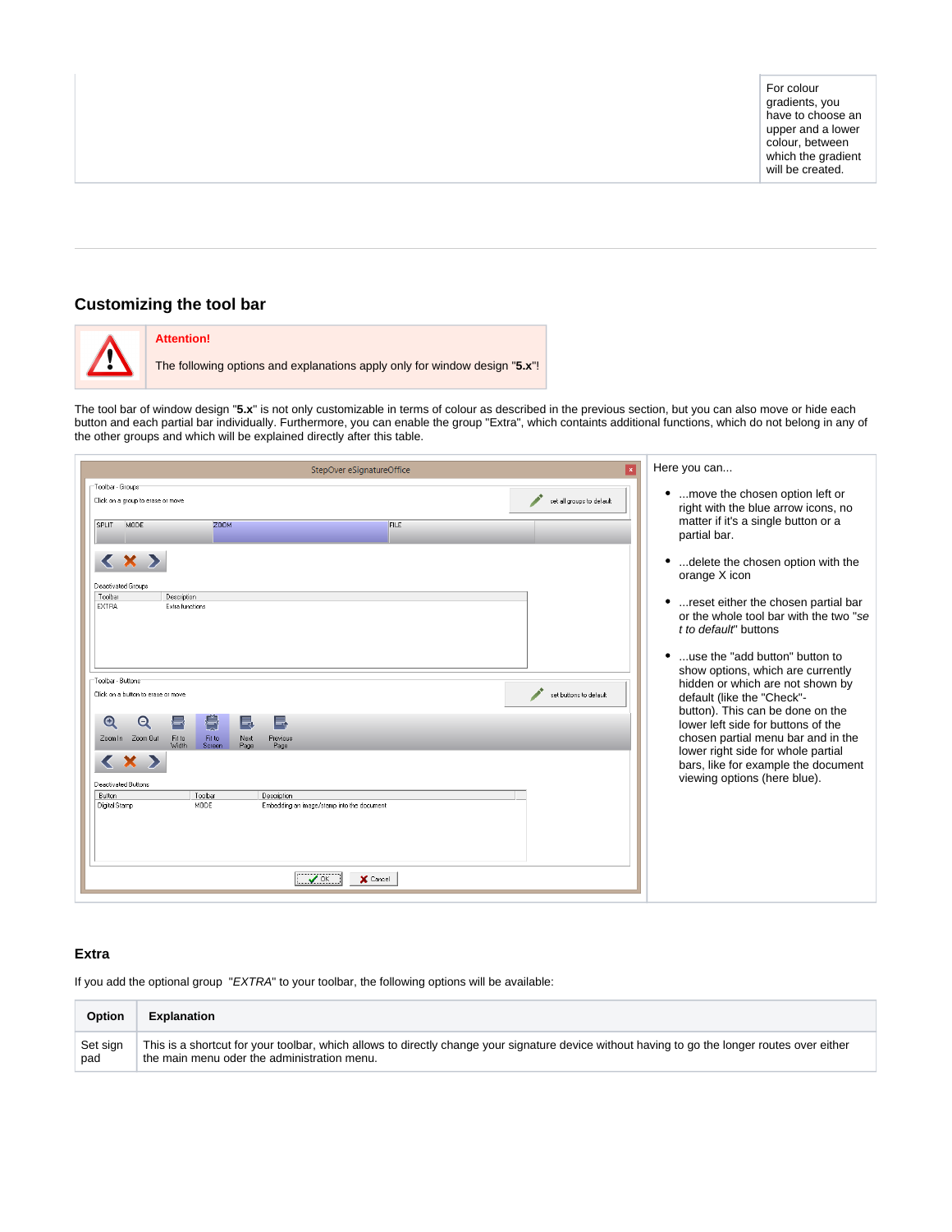| | For colour gradients, you have to choose an upper and a lower colour, between which the gradient will be created. |
|---|---|

## Customizing the tool bar

| | **Attention!** |
|---|---|
| | The following options and explanations apply only for window design "**5.x**"! |

The tool bar of window design "**5.x**" is not only customizable in terms of colour as described in the previous section, but you can also move or hide each button and each partial bar individually. Furthermore, you can enable the group "Extra", which containts additional functions, which do not belong in any of the other groups and which will be explained directly after this table.

| | Here you can...<br><br>- ...move the chosen option left or right with the blue arrow icons, no matter if it's a single button or a partial bar.<br>- ...delete the chosen option with the orange X icon<br>- ...reset either the chosen partial bar or the whole tool bar with the two "*set to default*" buttons<br>- ...use the "add button" button to show options, which are currently hidden or which are not shown by default (like the "Check"-button). This can be done on the lower left side for buttons of the chosen partial menu bar and in the lower right side for whole partial bars, like for example the document viewing options (here blue). |
|---|---|

### Extra

If you add the optional group "*EXTRA*" to your toolbar, the following options will be available:

| Option | Explanation |
|---|---|
| Set sign pad | This is a shortcut for your toolbar, which allows to directly change your signature device without having to go the longer routes over either the main menu oder the administration menu. |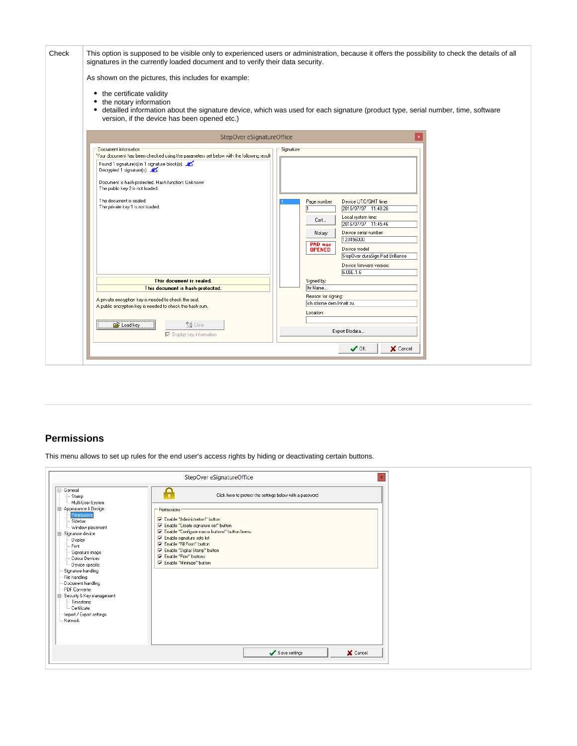| Check | This option is supposed to be visible only to experienced users or administration, because it offers the possibility to check the details of all signatures in the currently loaded document and to verify their data security.<br><br>As shown on the pictures, this includes for example:<br><br>• the certificate validity<br>• the notary information<br>• detailled information about the signature device, which was used for each signature (product type, serial number, time, software version, if the device has been opened etc.) |
|---|---|

---

## Permissions

This menu allows to set up rules for the end user's access rights by hiding or deactivating certain buttons.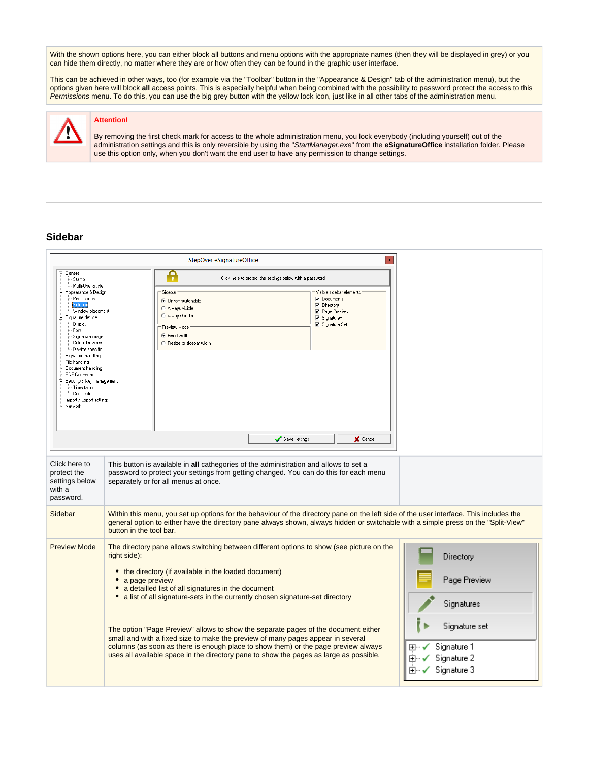With the shown options here, you can either block all buttons and menu options with the appropriate names (then they will be displayed in grey) or you can hide them directly, no matter where they are or how often they can be found in the graphic user interface.

This can be achieved in other ways, too (for example via the "Toolbar" button in the "Appearance & Design" tab of the administration menu), but the options given here will block **all** access points. This is especially helpful when being combined with the possibility to password protect the access to this *Permissions* menu. To do this, you can use the big grey button with the yellow lock icon, just like in all other tabs of the administration menu.

**Attention!**

By removing the first check mark for access to the whole administration menu, you lock everybody (including yourself) out of the administration settings and this is only reversible by using the "*StartManager.exe*" from the **eSignatureOffice** installation folder. Please use this option only, when you don't want the end user to have any permission to change settings.

---

## Sidebar

| | | |
|---|---|---|
| Click here to protect the settings below with a password. | This button is available in **all** cathegories of the administration and allows to set a password to protect your settings from getting changed. You can do this for each menu separately or for all menus at once. | |
| Sidebar | Within this menu, you set up options for the behaviour of the directory pane on the left side of the user interface. This includes the general option to either have the directory pane always shown, always hidden or switchable with a simple press on the "Split-View" button in the tool bar. | |
| Preview Mode | The directory pane allows switching between different options to show (see picture on the right side):<br>• the directory (if available in the loaded document)<br>• a page preview<br>• a detailled list of all signatures in the document<br>• a list of all signature-sets in the currently chosen signature-set directory<br><br>The option "Page Preview" allows to show the separate pages of the document either small and with a fixed size to make the preview of many pages appear in several columns (as soon as there is enough place to show them) or the page preview always uses all available space in the directory pane to show the pages as large as possible. | |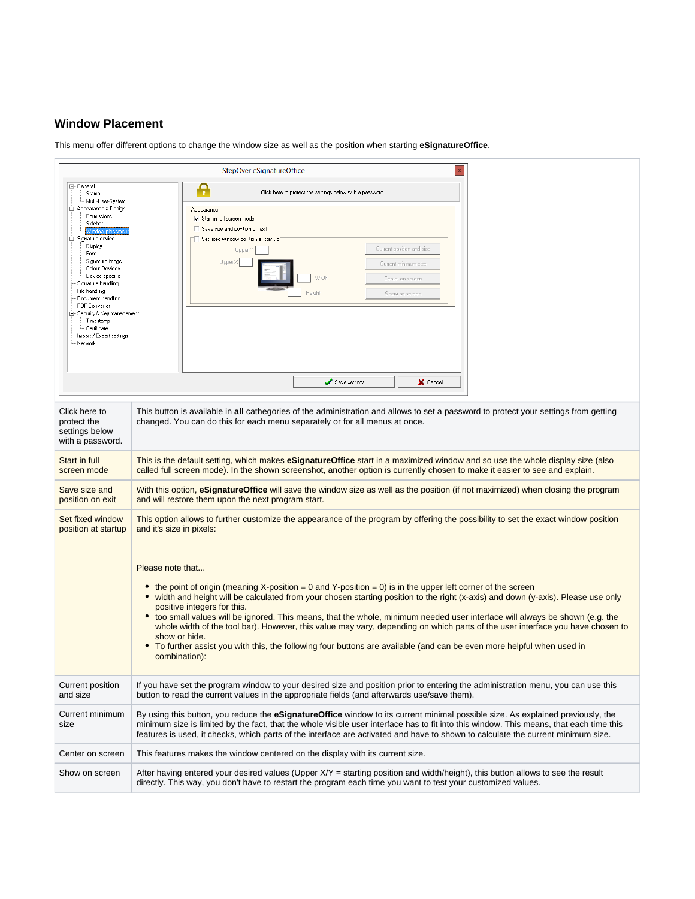## Window Placement

This menu offer different options to change the window size as well as the position when starting **eSignatureOffice**.

| | |
|---|---|
| Click here to protect the settings below with a password. | This button is available in **all** cathegories of the administration and allows to set a password to protect your settings from getting changed. You can do this for each menu separately or for all menus at once. |
| Start in full screen mode | This is the default setting, which makes **eSignatureOffice** start in a maximized window and so use the whole display size (also called full screen mode). In the shown screenshot, another option is currently chosen to make it easier to see and explain. |
| Save size and position on exit | With this option, **eSignatureOffice** will save the window size as well as the position (if not maximized) when closing the program and will restore them upon the next program start. |
| Set fixed window position at startup | This option allows to further customize the appearance of the program by offering the possibility to set the exact window position and it's size in pixels:<br><br>Please note that...<br><br>• the point of origin (meaning X-position = 0 and Y-position = 0) is in the upper left corner of the screen<br>• width and height will be calculated from your chosen starting position to the right (x-axis) and down (y-axis). Please use only positive integers for this.<br>• too small values will be ignored. This means, that the whole, minimum needed user interface will always be shown (e.g. the whole width of the tool bar). However, this value may vary, depending on which parts of the user interface you have chosen to show or hide.<br>• To further assist you with this, the following four buttons are available (and can be even more helpful when used in combination): |
| Current position and size | If you have set the program window to your desired size and position prior to entering the administration menu, you can use this button to read the current values in the appropriate fields (and afterwards use/save them). |
| Current minimum size | By using this button, you reduce the **eSignatureOffice** window to its current minimal possible size. As explained previously, the minimum size is limited by the fact, that the whole visible user interface has to fit into this window. This means, that each time this features is used, it checks, which parts of the interface are activated and have to shown to calculate the current minimum size. |
| Center on screen | This features makes the window centered on the display with its current size. |
| Show on screen | After having entered your desired values (Upper X/Y = starting position and width/height), this button allows to see the result directly. This way, you don't have to restart the program each time you want to test your customized values. |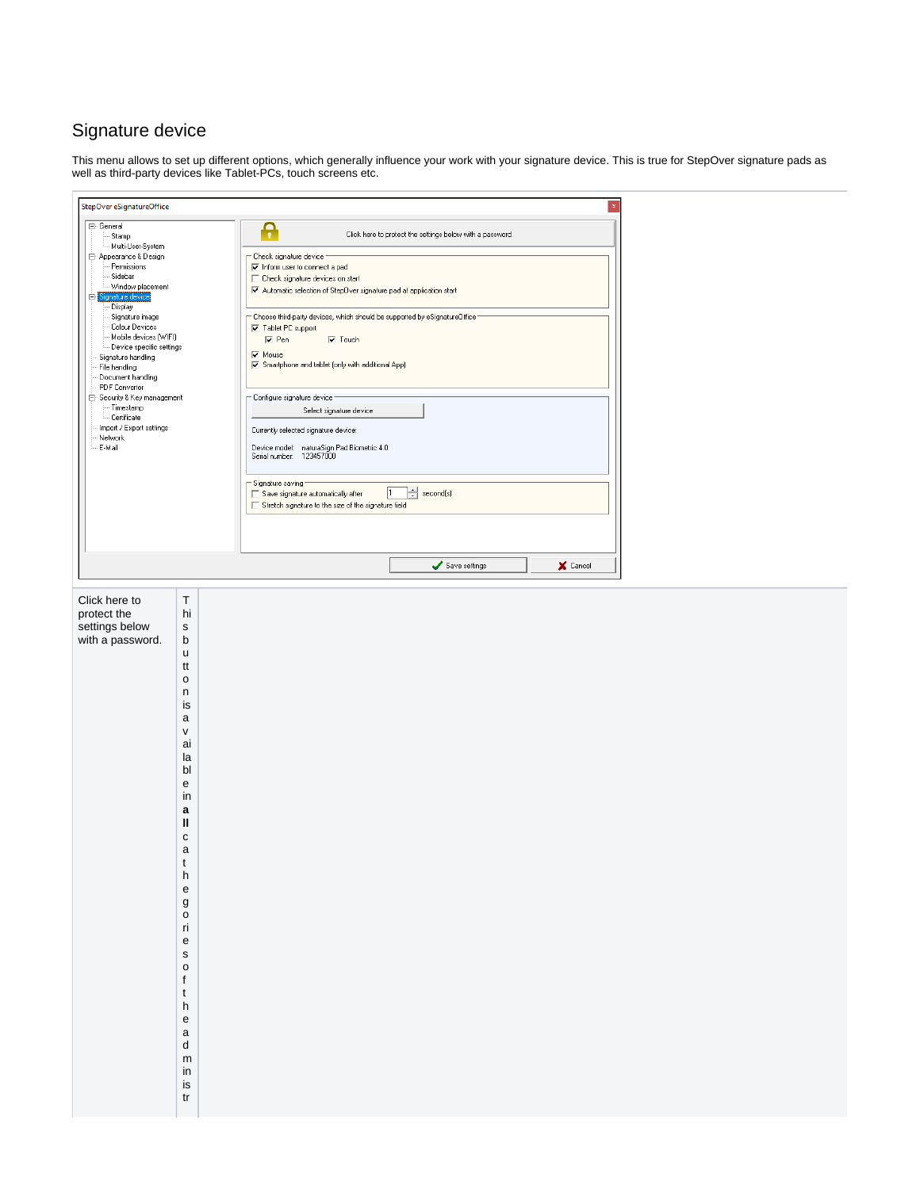## Signature device

This menu allows to set up different options, which generally influence your work with your signature device. This is true for StepOver signature pads as well as third-party devices like Tablet-PCs, touch screens etc.

| Click here to protect the settings below with a password. | This button is available in **all** categories of the administr |
| --- | --- |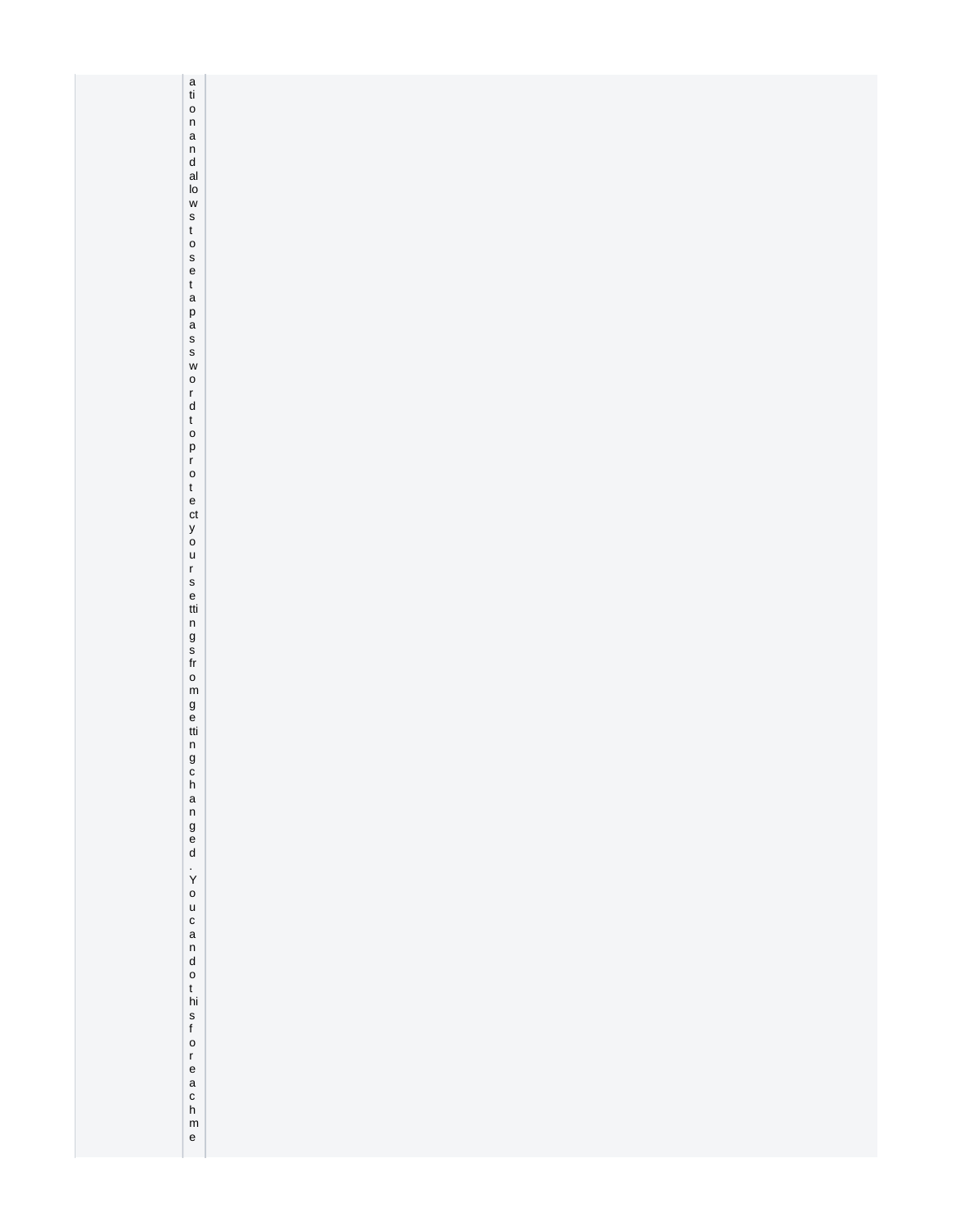| | | |
|---|---|---|
| | ation and allows to set a password to protect your settings from getting changed. You can do this for each me | |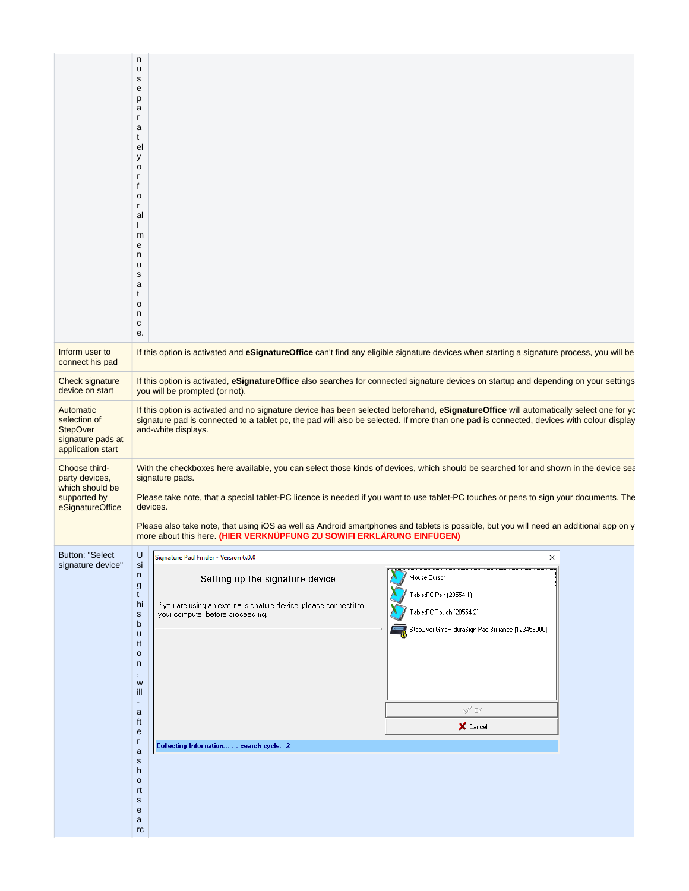| | |
|---|---|
| | nuse separately for all menus at once. |
| Inform user to connect his pad | If this option is activated and **eSignatureOffice** can't find any eligible signature devices when starting a signature process, you will be |
| Check signature device on start | If this option is activated, **eSignatureOffice** also searches for connected signature devices on startup and depending on your settings you will be prompted (or not). |
| Automatic selection of StepOver signature pads at application start | If this option is activated and no signature device has been selected beforehand, **eSignatureOffice** will automatically select one for yo signature pad is connected to a tablet pc, the pad will also be selected. If more than one pad is connected, devices with colour display and-white displays. |
| Choose third-party devices, which should be supported by eSignatureOffice | With the checkboxes here available, you can select those kinds of devices, which should be searched for and shown in the device sea signature pads.<br><br>Please take note, that a special tablet-PC licence is needed if you want to use tablet-PC touches or pens to sign your documents. The devices.<br><br>Please also take note, that using iOS as well as Android smartphones and tablets is possible, but you will need an additional app on y more about this here. **(HIER VERKNÜPFUNG ZU SOWIFI ERKLÄRUNG EINFÜGEN)** |
| Button: "Select signature device" | Using this button, will - after a short searc |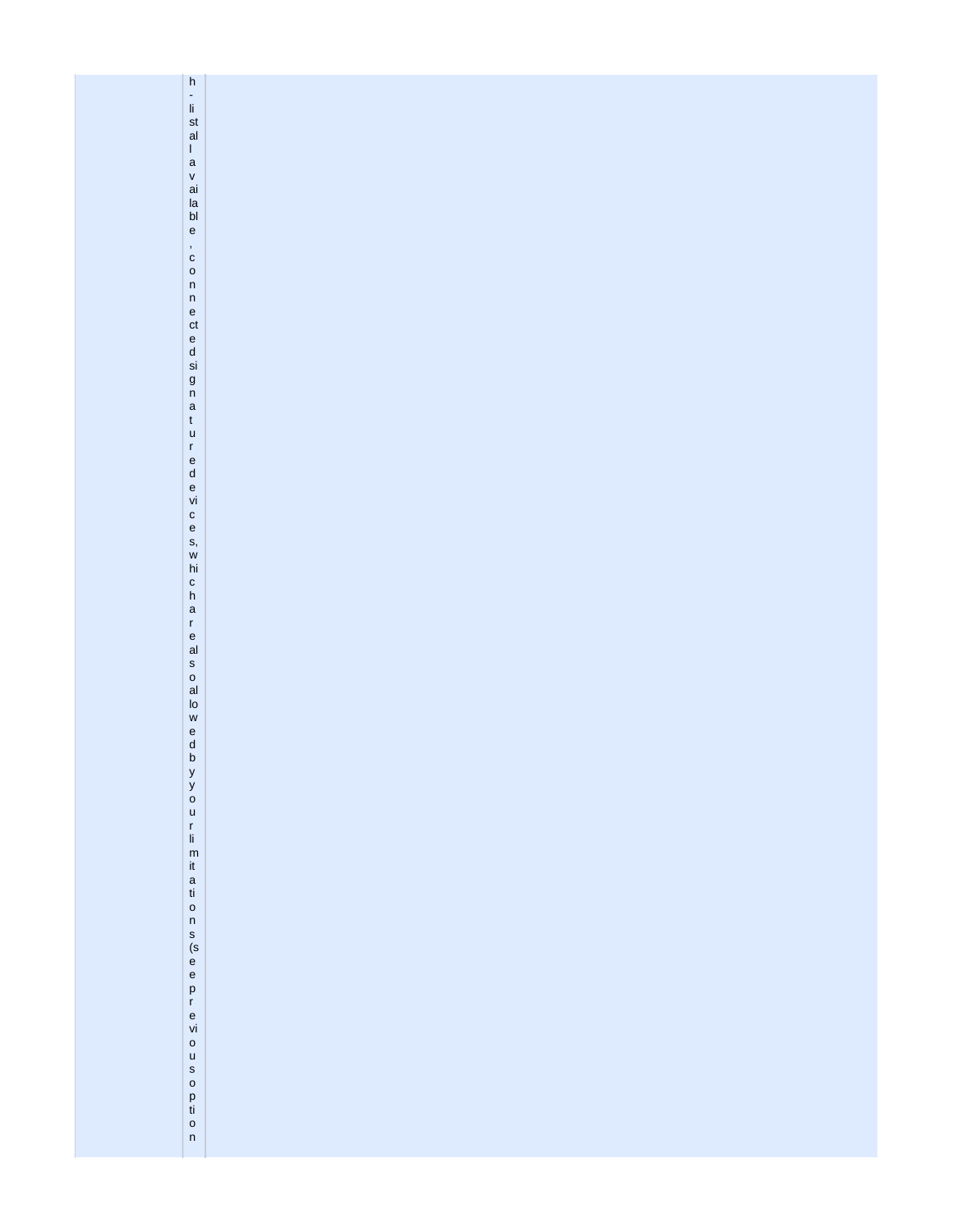| | | |
|---|---|---|
| | h-list all available, connected signature devices, which are also allowed by your limitations (see previous option | |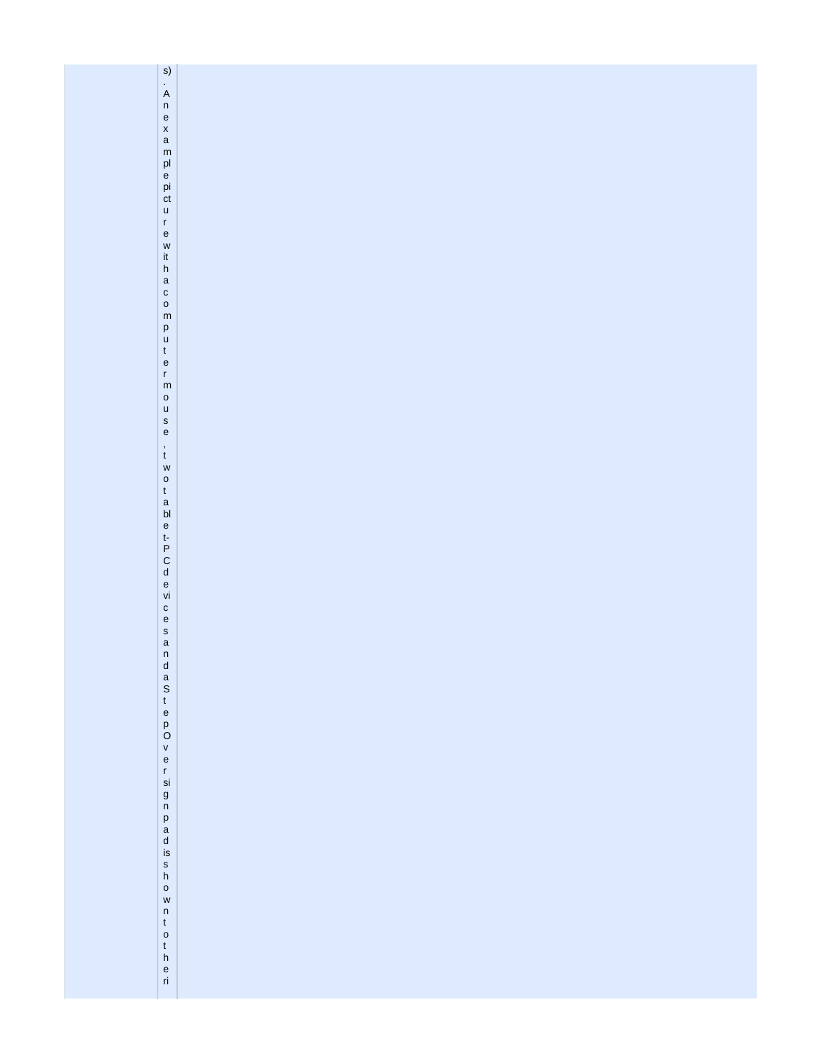| | | |
|---|---|---|
| | s). An example picture with a computer mouse, two tablet-PC devices and a StepOver signpad is shown to the ri | |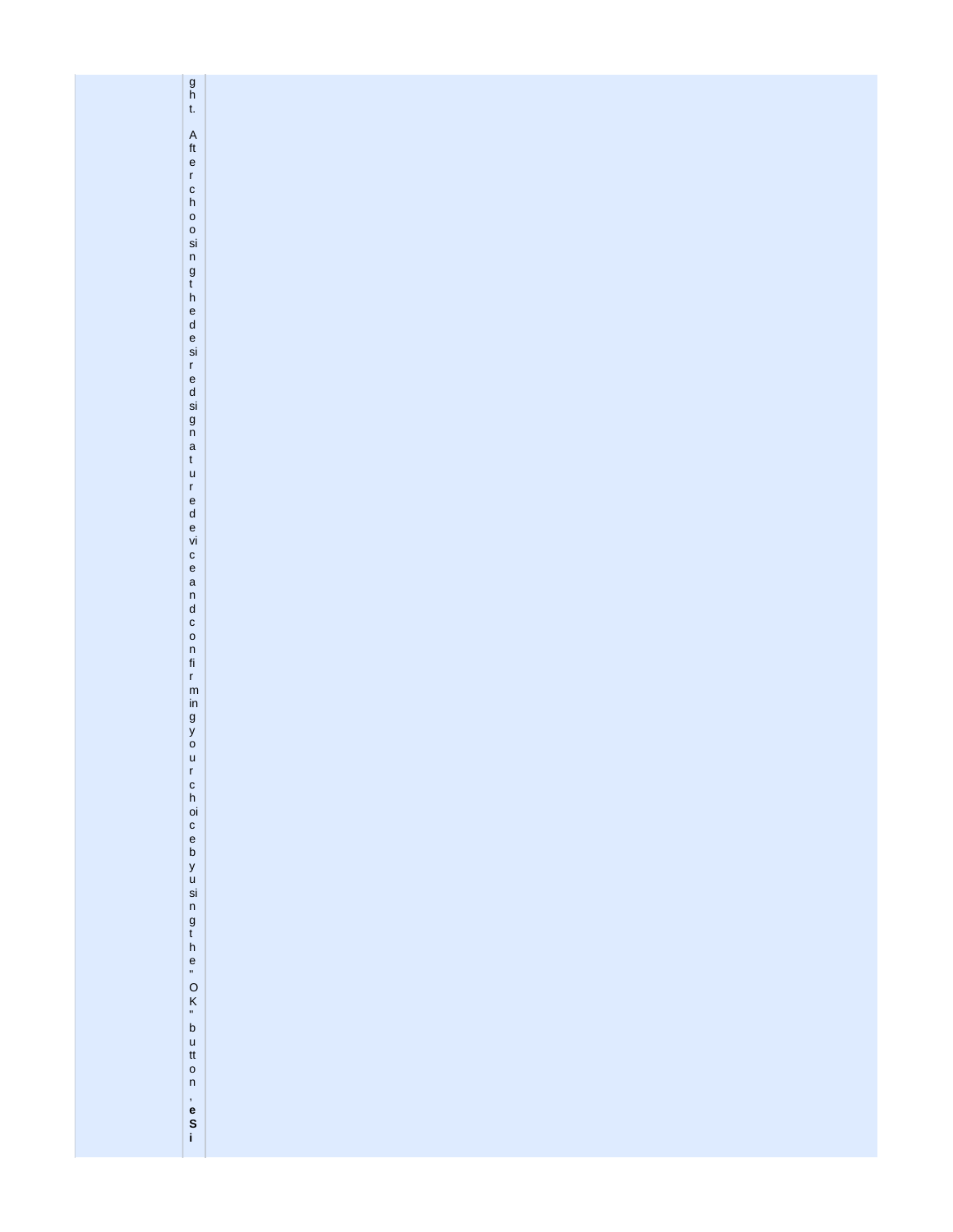ght.

After choosing the desired signature device and confirming your choice by using the "OK" button, **eSi**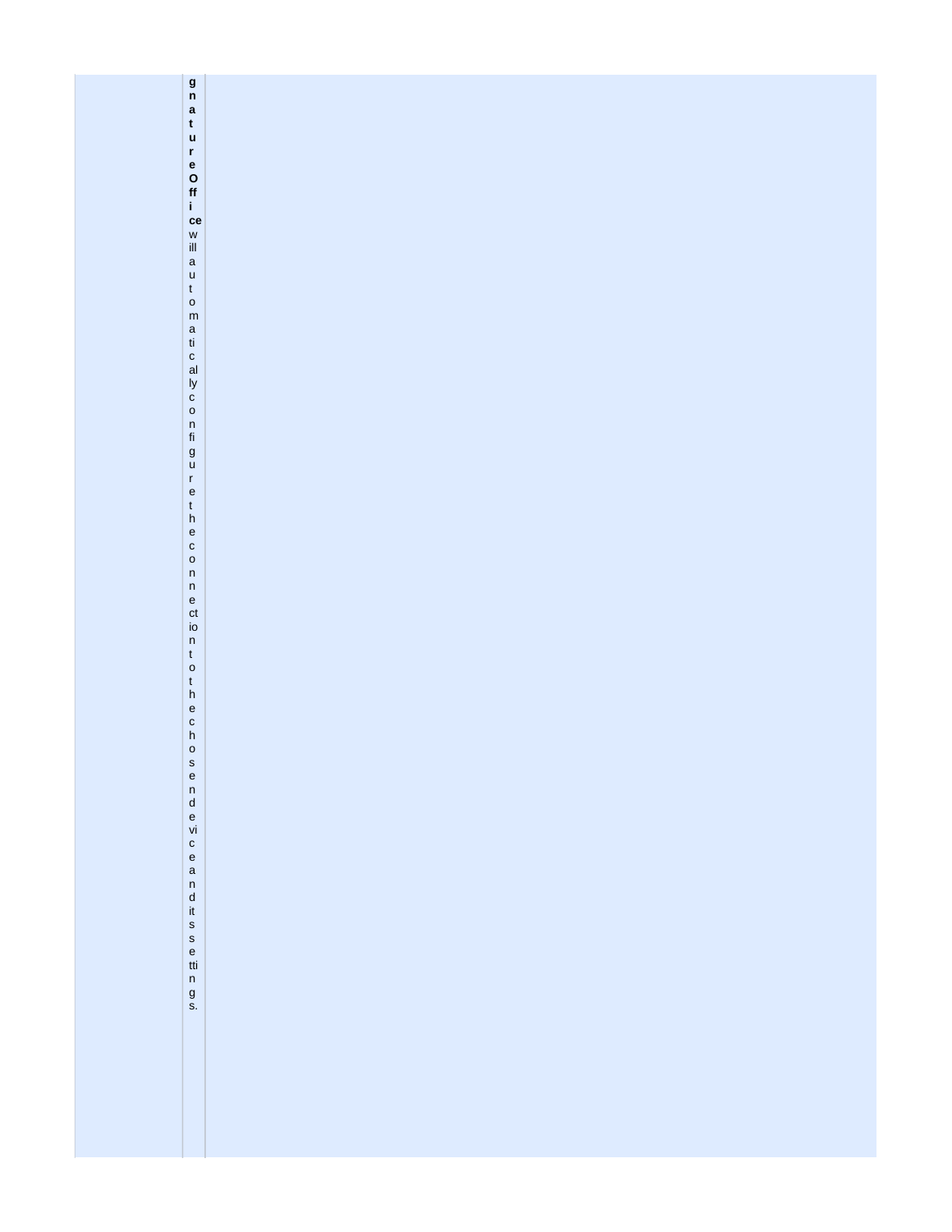**gnatureOffice** will automatically configure the connection to the chosen device and its settings.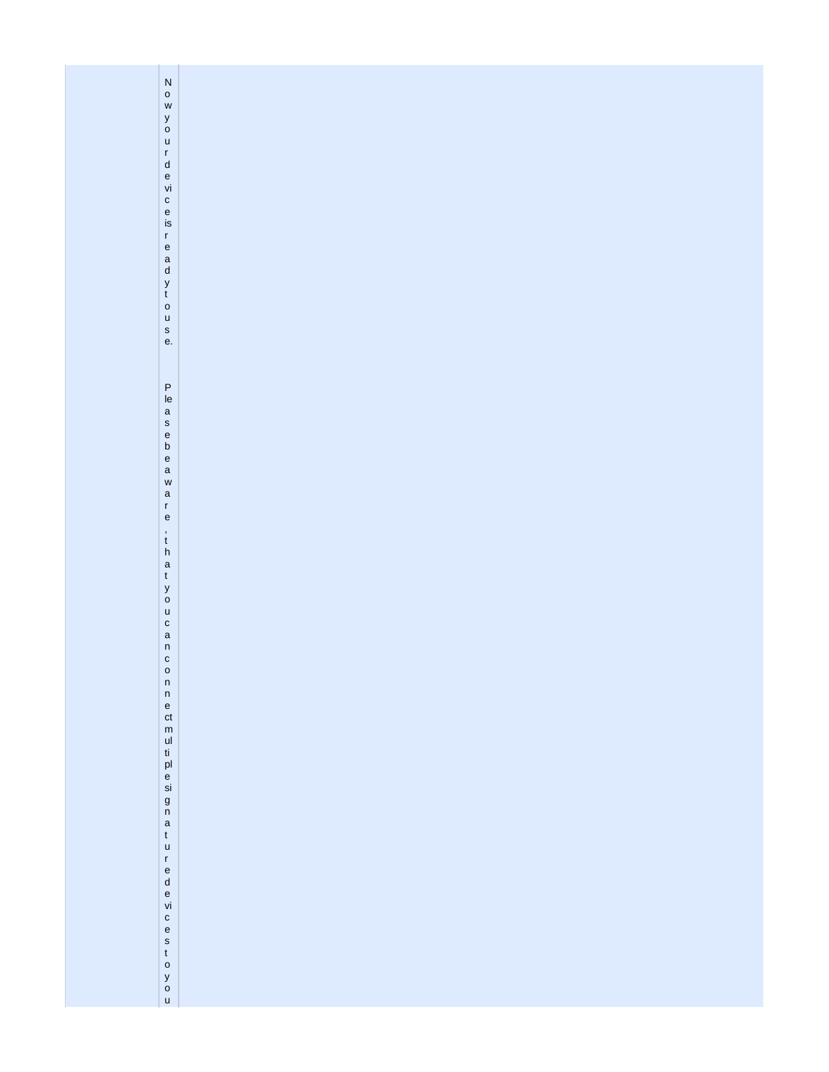Now your device is ready to use.

Please be aware, that you can connect multiple signature devices to you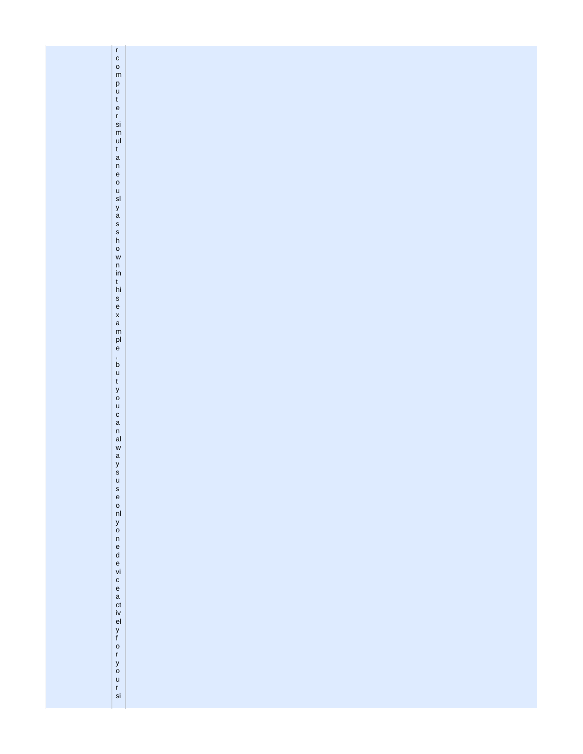r computer simultaneously as shown in this example, but you can always use only one device actively for your si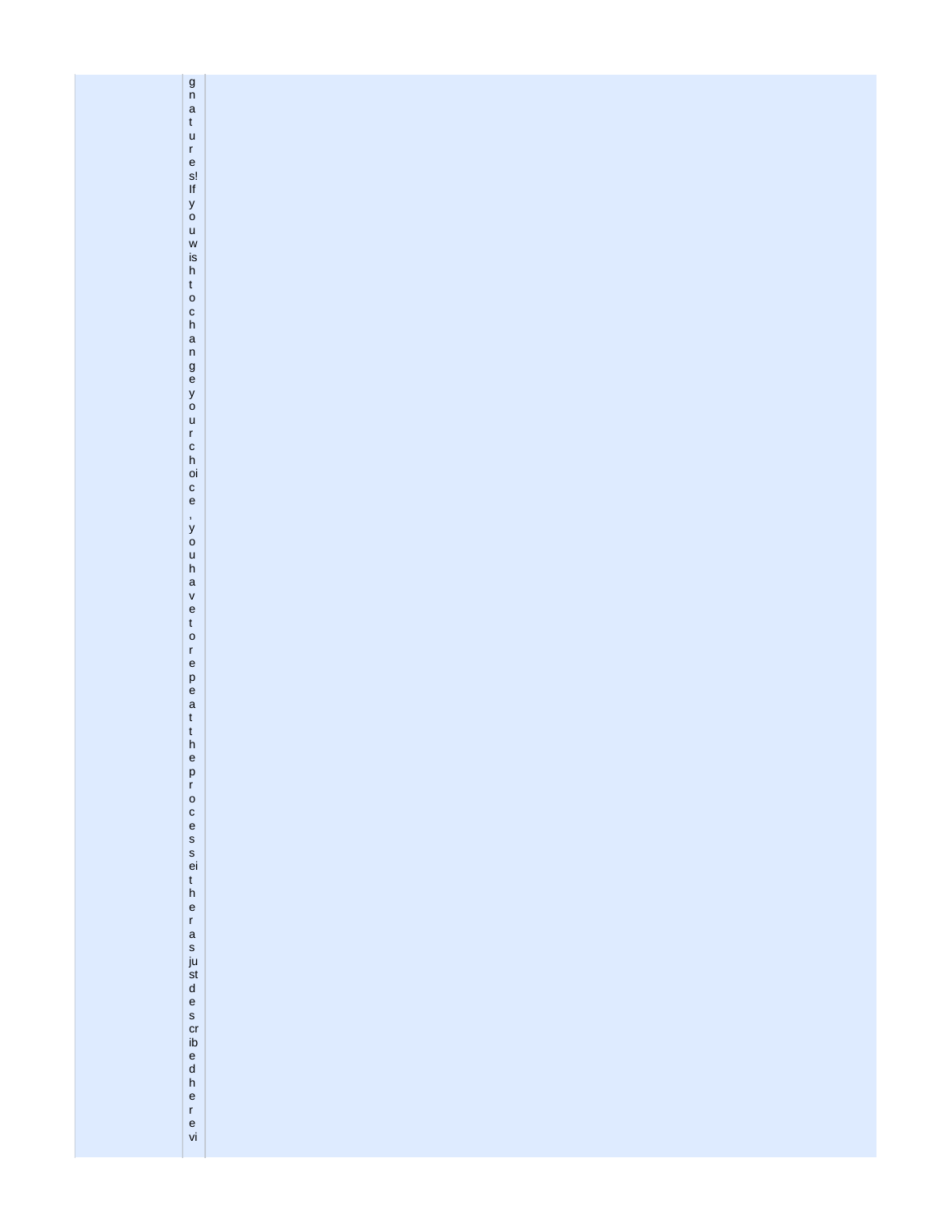gnatures! If you wish to change your choice, you have to repeat the process either as just described here vi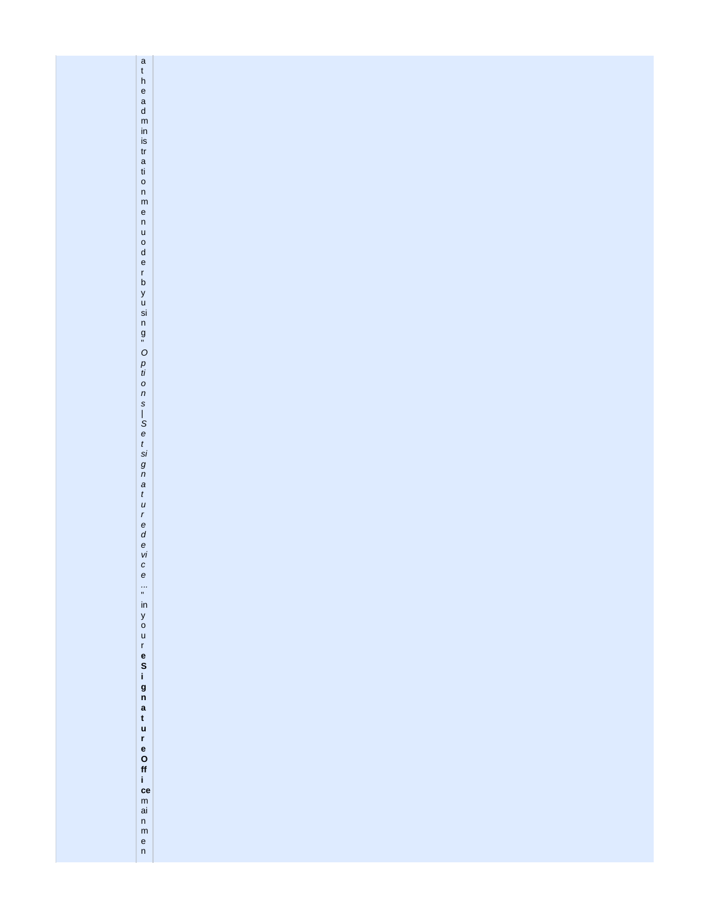at the administration menu order by using "*Options|Set signature device...*" in your **eSignatureOffice** main men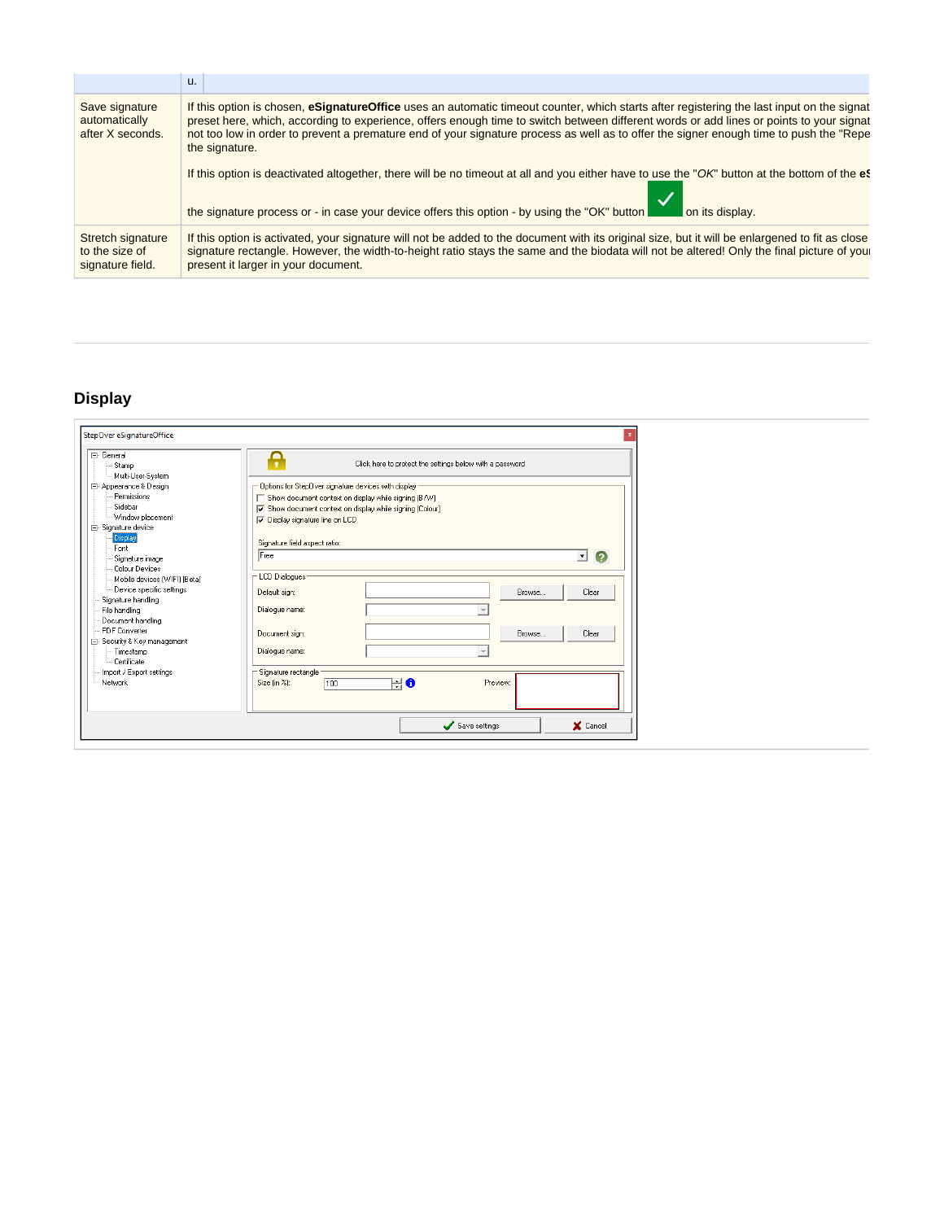| | u. |
|---|---|
| Save signature automatically after X seconds. | If this option is chosen, **eSignatureOffice** uses an automatic timeout counter, which starts after registering the last input on the signat preset here, which, according to experience, offers enough time to switch between different words or add lines or points to your signat not too low in order to prevent a premature end of your signature process as well as to offer the signer enough time to push the "Repe the signature.<br><br>If this option is deactivated altogether, there will be no timeout at all and you either have to use the "*OK*" button at the bottom of the **eS** the signature process or - in case your device offers this option - by using the "OK" button on its display. |
| Stretch signature to the size of signature field. | If this option is activated, your signature will not be added to the document with its original size, but it will be enlarged to fit as close signature rectangle. However, the width-to-height ratio stays the same and the biodata will not be altered! Only the final picture of your present it larger in your document. |

## Display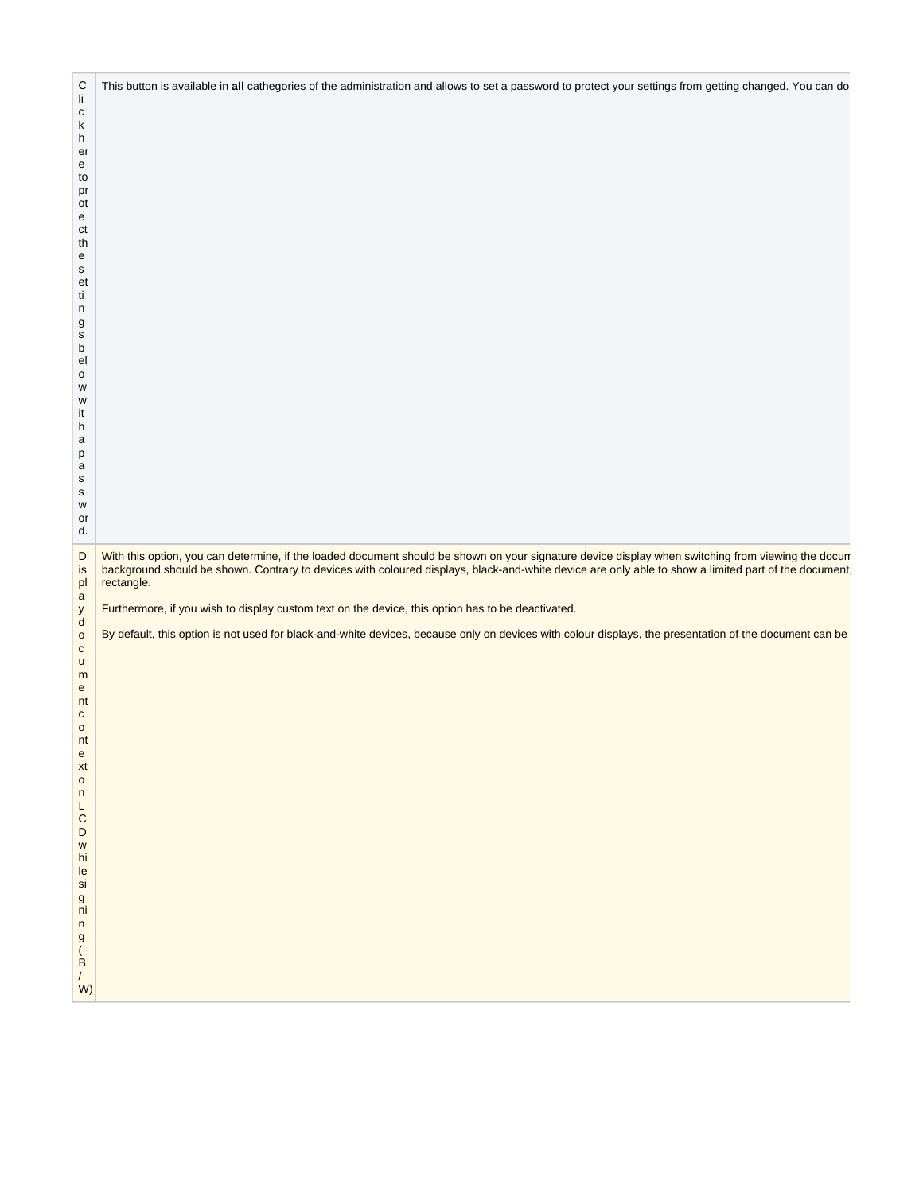| | |
|---|---|
| Click here to protect the settings below with a password. | This button is available in **all** cathegories of the administration and allows to set a password to protect your settings from getting changed. You can do |
| Display document content on LCD while signing (B/W) | With this option, you can determine, if the loaded document should be shown on your signature device display when switching from viewing the docum background should be shown. Contrary to devices with coloured displays, black-and-white device are only able to show a limited part of the document rectangle.<br><br>Furthermore, if you wish to display custom text on the device, this option has to be deactivated.<br><br>By default, this option is not used for black-and-white devices, because only on devices with colour displays, the presentation of the document can be |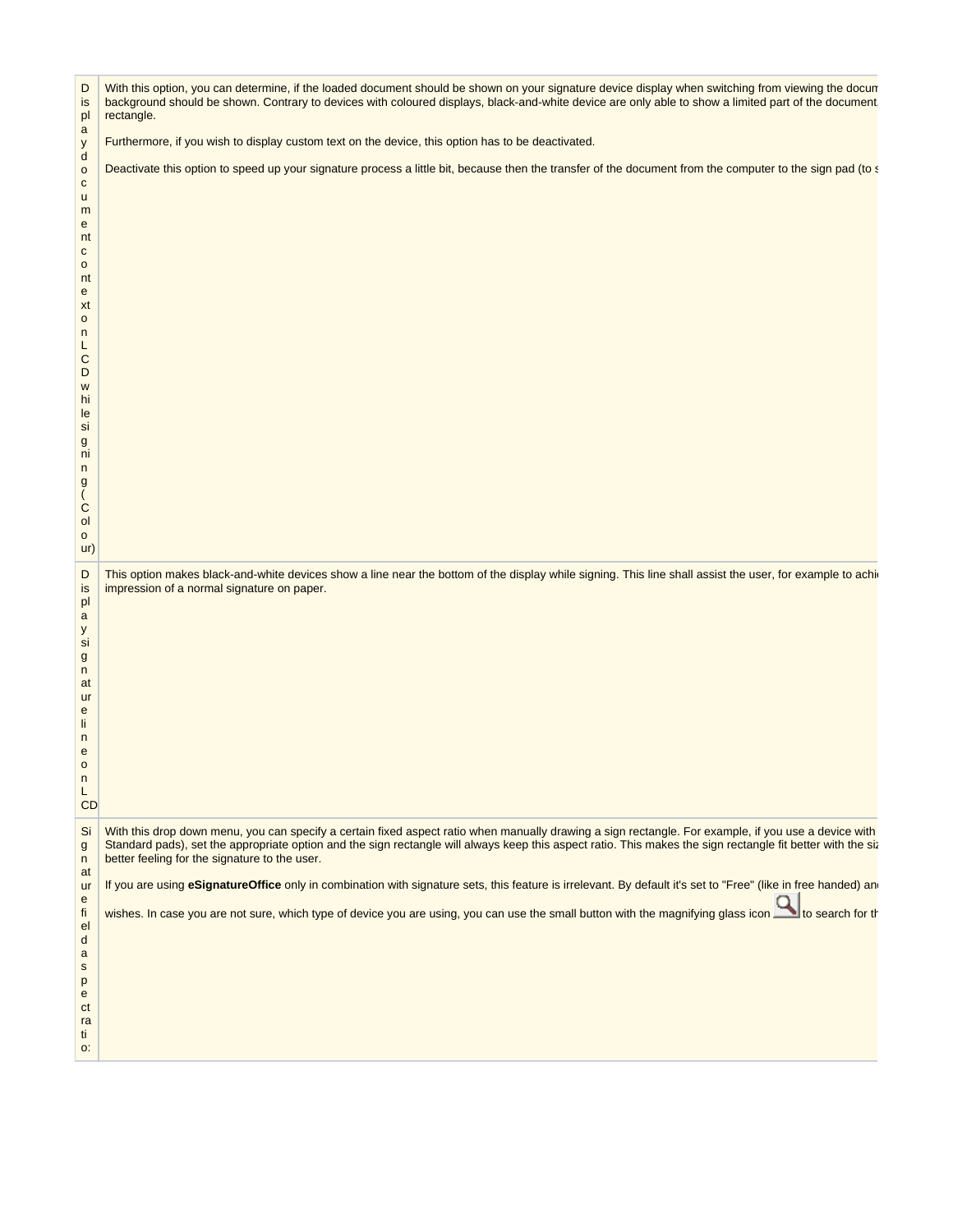| | |
|---|---|
| Display document content on LCD while signing (Colour) | With this option, you can determine, if the loaded document should be shown on your signature device display when switching from viewing the docum background should be shown. Contrary to devices with coloured displays, black-and-white device are only able to show a limited part of the document. rectangle.<br><br>Furthermore, if you wish to display custom text on the device, this option has to be deactivated.<br><br>Deactivate this option to speed up your signature process a little bit, because then the transfer of the document from the computer to the sign pad (to s |
| Display signature line on LCD | This option makes black-and-white devices show a line near the bottom of the display while signing. This line shall assist the user, for example to achi impression of a normal signature on paper. |
| Signature field aspect ratio: | With this drop down menu, you can specify a certain fixed aspect ratio when manually drawing a sign rectangle. For example, if you use a device with Standard pads), set the appropriate option and the sign rectangle will always keep this aspect ratio. This makes the sign rectangle fit better with the siz better feeling for the signature to the user.<br><br>If you are using **eSignatureOffice** only in combination with signature sets, this feature is irrelevant. By default it's set to "Free" (like in free handed) an wishes. In case you are not sure, which type of device you are using, you can use the small button with the magnifying glass icon to search for th |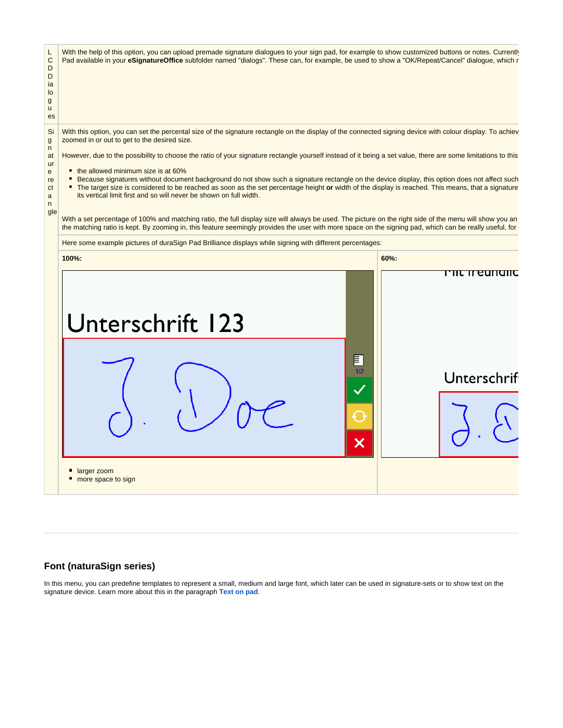| | |
|---|---|
| LCD Dialogues | With the help of this option, you can upload premade signature dialogues to your sign pad, for example to show customized buttons or notes. Currently Pad available in your **eSignatureOffice** subfolder named "dialogs". These can, for example, be used to show a "OK/Repeat/Cancel" dialogue, which r |
| Signature rectangle | With this option, you can set the percental size of the signature rectangle on the display of the connected signing device with colour display. To achiev zoomed in or out to get to the desired size.<br><br>However, due to the possibility to choose the ratio of your signature rectangle yourself instead of it being a set value, there are some limitations to this<br><br>• the allowed minimum size is at 60%<br>• Because signatures without document background do not show such a signature rectangle on the device display, this option does not affect such<br>• The target size is considered to be reached as soon as the set percentage height **or** width of the display is reached. This means, that a signature its vertical limit first and so will never be shown on full width.<br><br>With a set percentage of 100% and matching ratio, the full display size will always be used. The picture on the right side of the menu will show you an the matching ratio is kept. By zooming in, this feature seemingly provides the user with more space on the signing pad, which can be really useful, for |
| | Here some example pictures of duraSign Pad Brilliance displays while signing with different percentages: |
| | **100%:**<br><br>Unterschrift 123<br><br>1/2<br><br>▪ larger zoom<br>▪ more space to sign |
| | **60%:**<br><br>Mit freundlic<br><br>Unterschrif |

---

### Font (naturaSign series)

In this menu, you can predefine templates to represent a small, medium and large font, which later can be used in signature-sets or to show text on the signature device. Learn more about this in the paragraph **Text on pad**.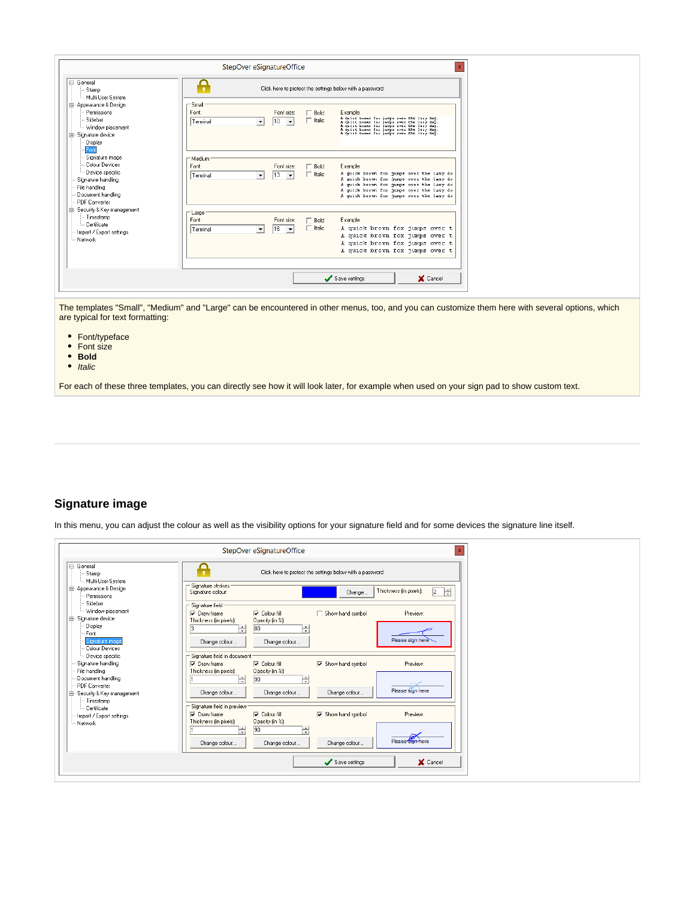The templates "Small", "Medium" and "Large" can be encountered in other menus, too, and you can customize them here with several options, which are typical for text formatting:

- Font/typeface
- Font size
- **Bold**
- *Italic*

For each of these three templates, you can directly see how it will look later, for example when used on your sign pad to show custom text.

## Signature image

In this menu, you can adjust the colour as well as the visibility options for your signature field and for some devices the signature line itself.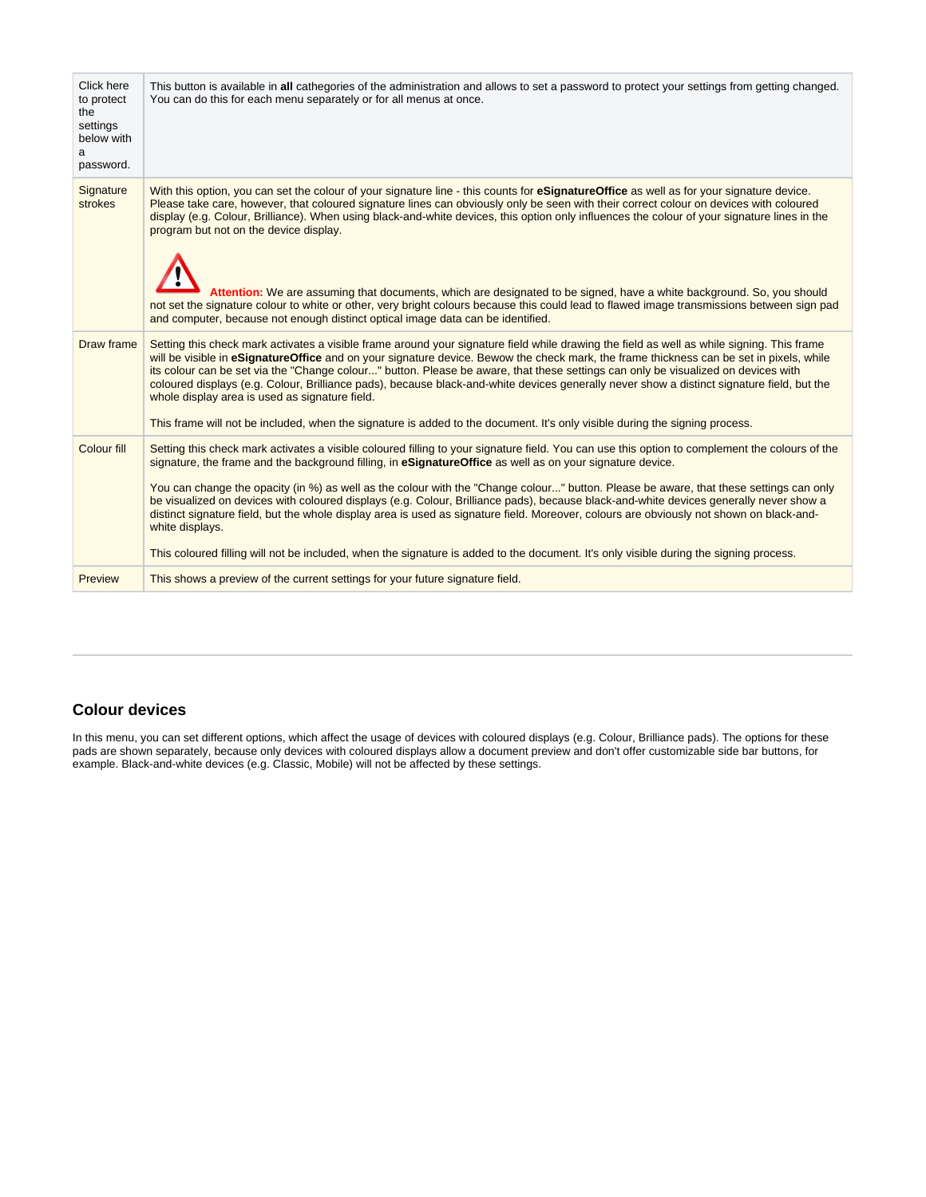| Click here to protect the settings below with a password. | This button is available in **all** cathegories of the administration and allows to set a password to protect your settings from getting changed. You can do this for each menu separately or for all menus at once. |
|---|---|
| Signature strokes | With this option, you can set the colour of your signature line - this counts for **eSignatureOffice** as well as for your signature device. Please take care, however, that coloured signature lines can obviously only be seen with their correct colour on devices with coloured display (e.g. Colour, Brilliance). When using black-and-white devices, this option only influences the colour of your signature lines in the program but not on the device display. **Attention:** We are assuming that documents, which are designated to be signed, have a white background. So, you should not set the signature colour to white or other, very bright colours because this could lead to flawed image transmissions between sign pad and computer, because not enough distinct optical image data can be identified. |
| Draw frame | Setting this check mark activates a visible frame around your signature field while drawing the field as well as while signing. This frame will be visible in **eSignatureOffice** and on your signature device. Bewow the check mark, the frame thickness can be set in pixels, while its colour can be set via the "Change colour..." button. Please be aware, that these settings can only be visualized on devices with coloured displays (e.g. Colour, Brilliance pads), because black-and-white devices generally never show a distinct signature field, but the whole display area is used as signature field. This frame will not be included, when the signature is added to the document. It's only visible during the signing process. |
| Colour fill | Setting this check mark activates a visible coloured filling to your signature field. You can use this option to complement the colours of the signature, the frame and the background filling, in **eSignatureOffice** as well as on your signature device. You can change the opacity (in %) as well as the colour with the "Change colour..." button. Please be aware, that these settings can only be visualized on devices with coloured displays (e.g. Colour, Brilliance pads), because black-and-white devices generally never show a distinct signature field, but the whole display area is used as signature field. Moreover, colours are obviously not shown on black-and-white displays. This coloured filling will not be included, when the signature is added to the document. It's only visible during the signing process. |
| Preview | This shows a preview of the current settings for your future signature field. |

---

## Colour devices

In this menu, you can set different options, which affect the usage of devices with coloured displays (e.g. Colour, Brilliance pads). The options for these pads are shown separately, because only devices with coloured displays allow a document preview and don't offer customizable side bar buttons, for example. Black-and-white devices (e.g. Classic, Mobile) will not be affected by these settings.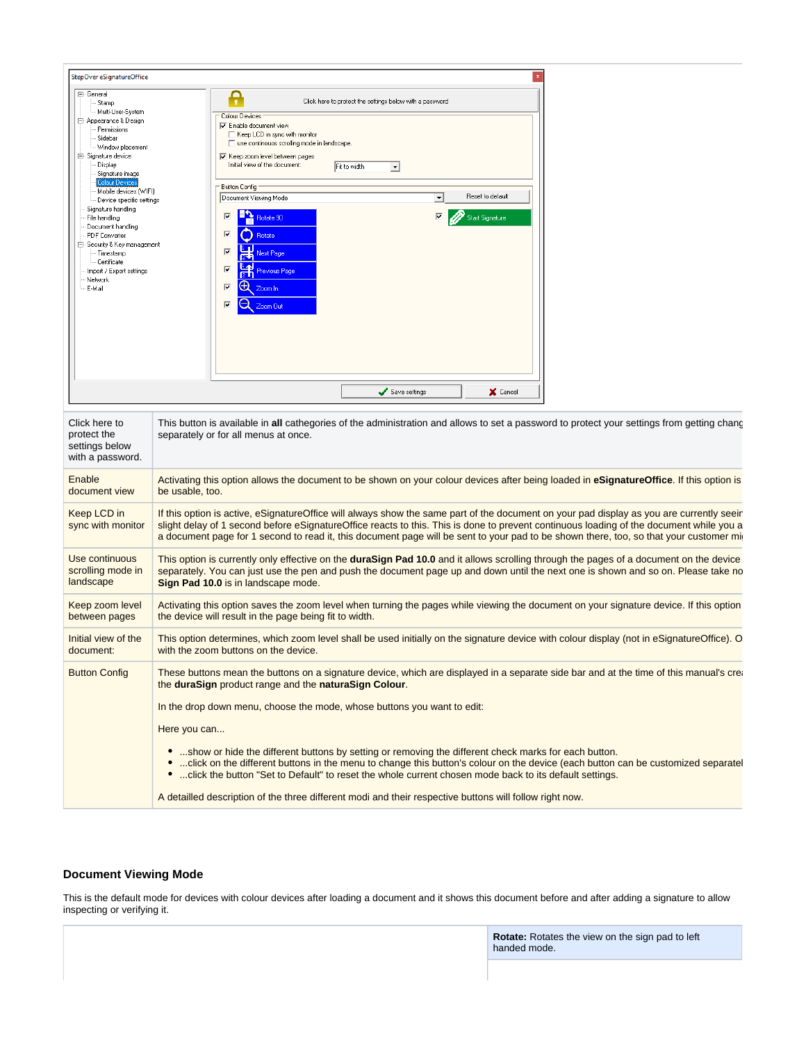| | |
|---|---|
| Click here to protect the settings below with a password. | This button is available in **all** cathegories of the administration and allows to set a password to protect your settings from getting chang separately or for all menus at once. |
| Enable document view | Activating this option allows the document to be shown on your colour devices after being loaded in **eSignatureOffice**. If this option is be usable, too. |
| Keep LCD in sync with monitor | If this option is active, eSignatureOffice will always show the same part of the document on your pad display as you are currently seein slight delay of 1 second before eSignatureOffice reacts to this. This is done to prevent continuous loading of the document while you a a document page for 1 second to read it, this document page will be sent to your pad to be shown there, too, so that your customer mi |
| Use continuous scrolling mode in landscape | This option is currently only effective on the **duraSign Pad 10.0** and it allows scrolling through the pages of a document on the device separately. You can just use the pen and push the document page up and down until the next one is shown and so on. Please take no **Sign Pad 10.0** is in landscape mode. |
| Keep zoom level between pages | Activating this option saves the zoom level when turning the pages while viewing the document on your signature device. If this option the device will result in the page being fit to width. |
| Initial view of the document: | This option determines, which zoom level shall be used initially on the signature device with colour display (not in eSignatureOffice). O with the zoom buttons on the device. |
| Button Config | These buttons mean the buttons on a signature device, which are displayed in a separate side bar and at the time of this manual's crea the **duraSign** product range and the **naturaSign Colour**.<br><br>In the drop down menu, choose the mode, whose buttons you want to edit:<br><br>Here you can...<br><br>• ...show or hide the different buttons by setting or removing the different check marks for each button.<br>• ...click on the different buttons in the menu to change this button's colour on the device (each button can be customized separatel<br>• ...click the button "Set to Default" to reset the whole current chosen mode back to its default settings.<br><br>A detailled description of the three different modi and their respective buttons will follow right now. |

### Document Viewing Mode

This is the default mode for devices with colour devices after loading a document and it shows this document before and after adding a signature to allow inspecting or verifying it.

| | |
|---|---|
| | **Rotate:** Rotates the view on the sign pad to left handed mode. |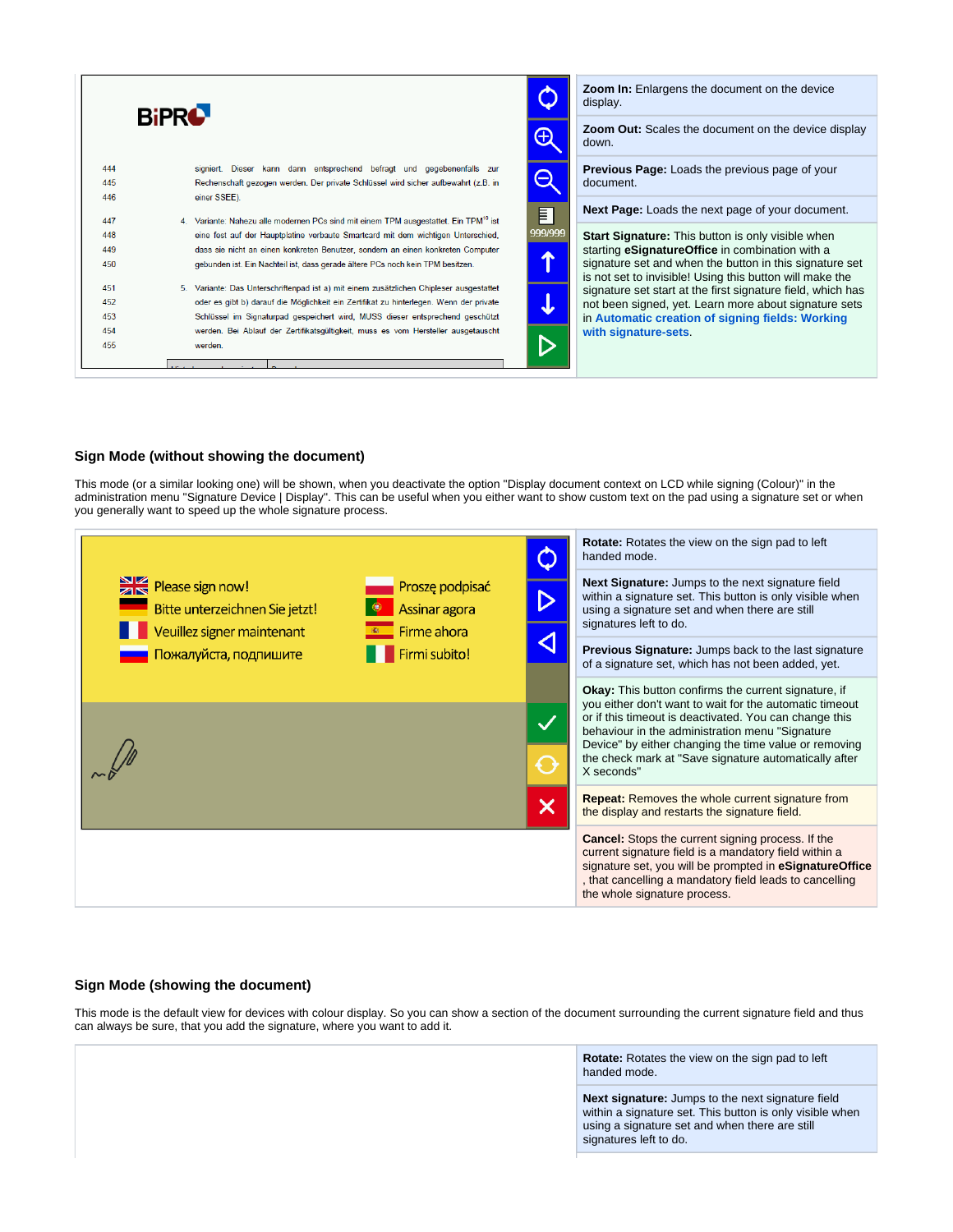| | |
|---|---|
| | **Zoom In:** Enlargens the document on the device display. |
| | **Zoom Out:** Scales the document on the device display down. |
| | **Previous Page:** Loads the previous page of your document. |
| | **Next Page:** Loads the next page of your document. |
| | **Start Signature:** This button is only visible when starting **eSignatureOffice** in combination with a signature set and when the button in this signature set is not set to invisible! Using this button will make the signature set start at the first signature field, which has not been signed, yet. Learn more about signature sets in **Automatic creation of signing fields: Working with signature-sets**. |

### Sign Mode (without showing the document)

This mode (or a similar looking one) will be shown, when you deactivate the option "Display document context on LCD while signing (Colour)" in the administration menu "Signature Device | Display". This can be useful when you either want to show custom text on the pad using a signature set or when you generally want to speed up the whole signature process.

| | |
|---|---|
| | **Rotate:** Rotates the view on the sign pad to left handed mode. |
| | **Next Signature:** Jumps to the next signature field within a signature set. This button is only visible when using a signature set and when there are still signatures left to do. |
| | **Previous Signature:** Jumps back to the last signature of a signature set, which has not been added, yet. |
| | **Okay:** This button confirms the current signature, if you either don't want to wait for the automatic timeout or if this timeout is deactivated. You can change this behaviour in the administration menu "Signature Device" by either changing the time value or removing the check mark at "Save signature automatically after X seconds" |
| | **Repeat:** Removes the whole current signature from the display and restarts the signature field. |
| | **Cancel:** Stops the current signing process. If the current signature field is a mandatory field within a signature set, you will be prompted in **eSignatureOffice** , that cancelling a mandatory field leads to cancelling the whole signature process. |

### Sign Mode (showing the document)

This mode is the default view for devices with colour display. So you can show a section of the document surrounding the current signature field and thus can always be sure, that you add the signature, where you want to add it.

| | |
|---|---|
| | **Rotate:** Rotates the view on the sign pad to left handed mode. |
| | **Next signature:** Jumps to the next signature field within a signature set. This button is only visible when using a signature set and when there are still signatures left to do. |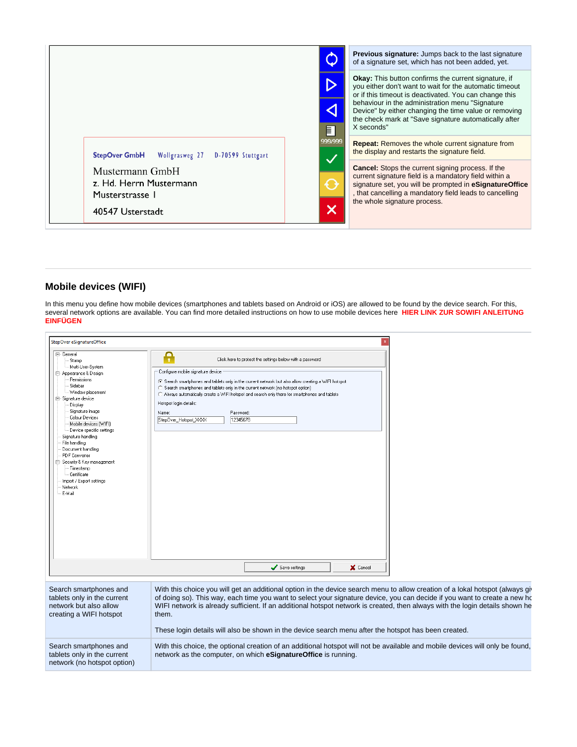| | |
|---|---|
| | **Previous signature:** Jumps back to the last signature of a signature set, which has not been added, yet. |
| | **Okay:** This button confirms the current signature, if you either don't want to wait for the automatic timeout or if this timeout is deactivated. You can change this behaviour in the administration menu "Signature Device" by either changing the time value or removing the check mark at "Save signature automatically after X seconds" |
| | **Repeat:** Removes the whole current signature from the display and restarts the signature field. |
| | **Cancel:** Stops the current signing process. If the current signature field is a mandatory field within a signature set, you will be prompted in **eSignatureOffice** , that cancelling a mandatory field leads to cancelling the whole signature process. |

## Mobile devices (WIFI)

In this menu you define how mobile devices (smartphones and tablets based on Android or iOS) are allowed to be found by the device search. For this, several network options are available. You can find more detailed instructions on how to use mobile devices here **HIER LINK ZUR SOWIFI ANLEITUNG EINFÜGEN**

| | |
|---|---|
| Search smartphones and tablets only in the current network but also allow creating a WIFI hotspot | With this choice you will get an additional option in the device search menu to allow creation of a lokal hotspot (always gi of doing so). This way, each time you want to select your signature device, you can decide if you want to create a new ho WIFI network is already sufficient. If an additional hotspot network is created, then always with the login details shown he them.<br><br>These login details will also be shown in the device search menu after the hotspot has been created. |
| Search smartphones and tablets only in the current network (no hotspot option) | With this choice, the optional creation of an additional hotspot will not be available and mobile devices will only be found, network as the computer, on which **eSignatureOffice** is running. |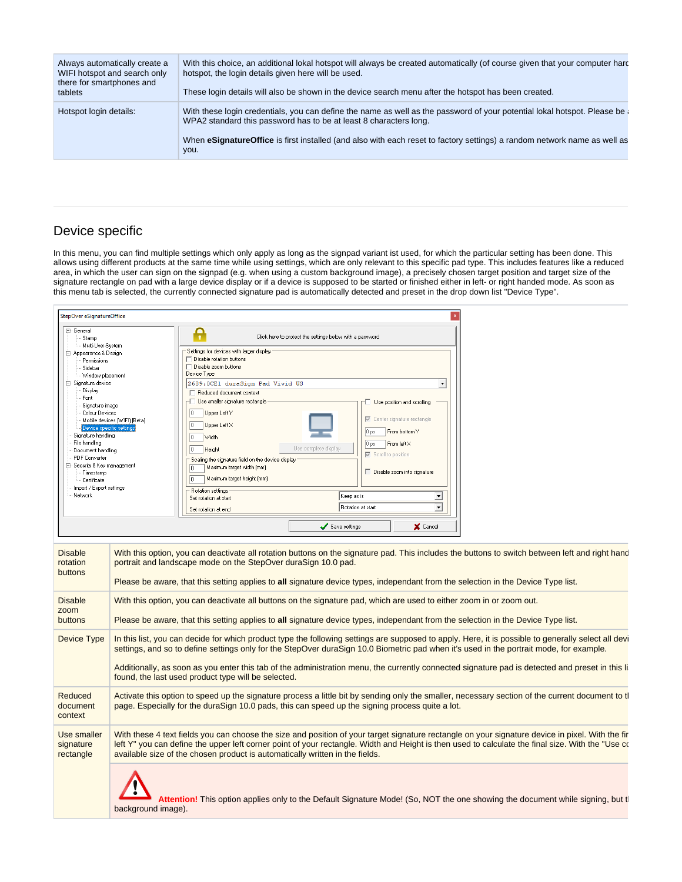| | |
|---|---|
| Always automatically create a WIFI hotspot and search only there for smartphones and tablets | With this choice, an additional lokal hotspot will always be created automatically (of course given that your computer harc hotspot, the login details given here will be used.<br><br>These login details will also be shown in the device search menu after the hotspot has been created. |
| Hotspot login details: | With these login credentials, you can define the name as well as the password of your potential lokal hotspot. Please be a WPA2 standard this password has to be at least 8 characters long.<br><br>When **eSignatureOffice** is first installed (and also with each reset to factory settings) a random network name as well as you. |

## Device specific

In this menu, you can find multiple settings which only apply as long as the signpad variant ist used, for which the particular setting has been done. This allows using different products at the same time while using settings, which are only relevant to this specific pad type. This includes features like a reduced area, in which the user can sign on the signpad (e.g. when using a custom background image), a precisely chosen target position and target size of the signature rectangle on pad with a large device display or if a device is supposed to be started or finished either in left- or right handed mode. As soon as this menu tab is selected, the currently connected signature pad is automatically detected and preset in the drop down list "Device Type".

| | |
|---|---|
| Disable rotation buttons | With this option, you can deactivate all rotation buttons on the signature pad. This includes the buttons to switch between left and right hand portrait and landscape mode on the StepOver duraSign 10.0 pad.<br><br>Please be aware, that this setting applies to **all** signature device types, independant from the selection in the Device Type list. |
| Disable zoom buttons | With this option, you can deactivate all buttons on the signature pad, which are used to either zoom in or zoom out.<br><br>Please be aware, that this setting applies to **all** signature device types, independant from the selection in the Device Type list. |
| Device Type | In this list, you can decide for which product type the following settings are supposed to apply. Here, it is possible to generally select all devi settings, and so to define settings only for the StepOver duraSign 10.0 Biometric pad when it's used in the portrait mode, for example.<br><br>Additionally, as soon as you enter this tab of the administration menu, the currently connected signature pad is detected and preset in this li found, the last used product type will be selected. |
| Reduced document context | Activate this option to speed up the signature process a little bit by sending only the smaller, necessary section of the current document to tl page. Especially for the duraSign 10.0 pads, this can speed up the signing process quite a lot. |
| Use smaller signature rectangle | With these 4 text fields you can choose the size and position of your target signature rectangle on your signature device in pixel. With the fir left Y" you can define the upper left corner point of your rectangle. Width and Height is then used to calculate the final size. With the "Use cc available size of the chosen product is automatically written in the fields.<br><br>**Attention!** This option applies only to the Default Signature Mode! (So, NOT the one showing the document while signing, but tl background image). |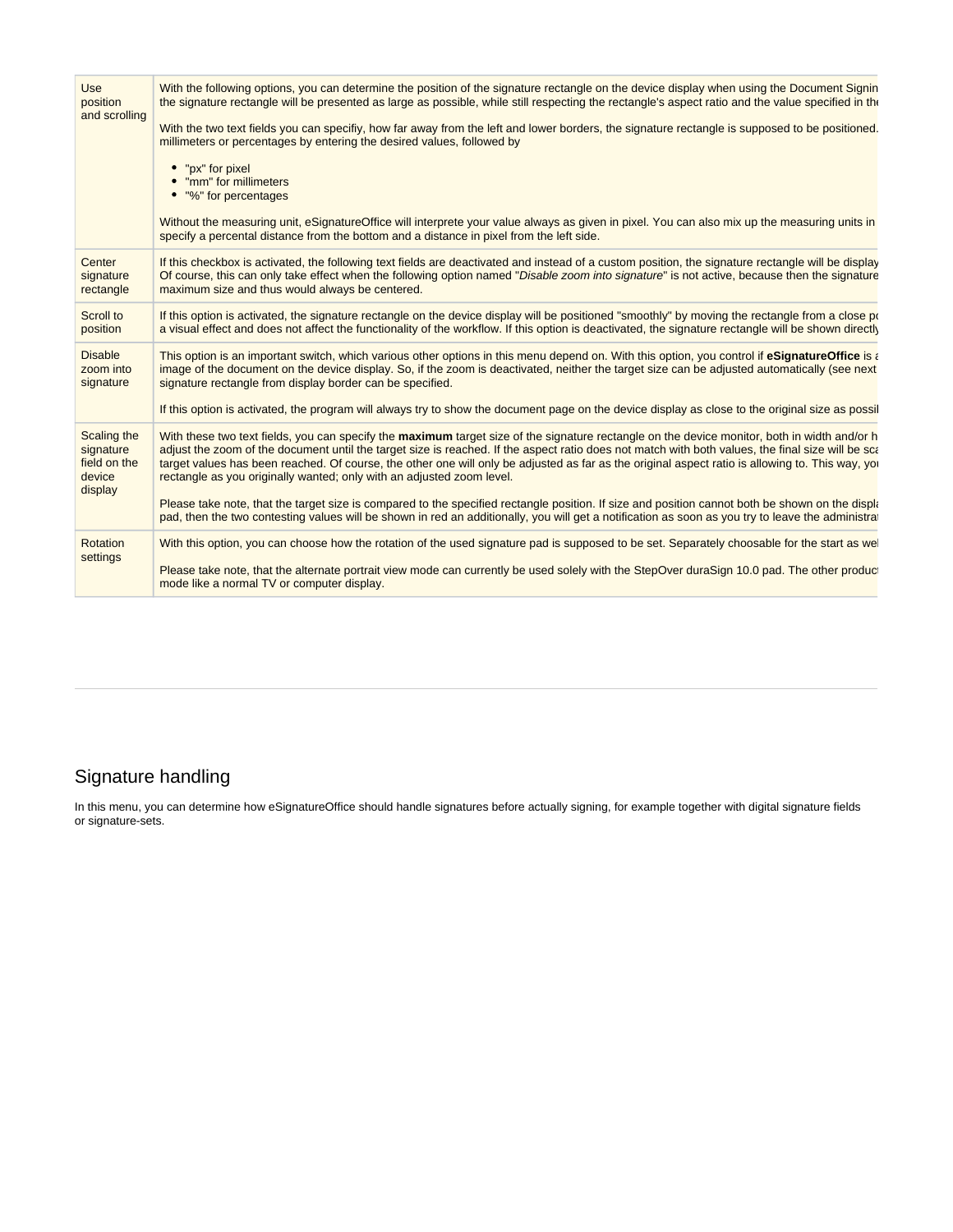| Use position and scrolling | With the following options, you can determine the position of the signature rectangle on the device display when using the Document Signin the signature rectangle will be presented as large as possible, while still respecting the rectangle's aspect ratio and the value specified in the<br><br>With the two text fields you can specifiy, how far away from the left and lower borders, the signature rectangle is supposed to be positioned. millimeters or percentages by entering the desired values, followed by<br><br>• "px" for pixel<br>• "mm" for millimeters<br>• "%" for percentages<br><br>Without the measuring unit, eSignatureOffice will interprete your value always as given in pixel. You can also mix up the measuring units in specify a percental distance from the bottom and a distance in pixel from the left side. |
|---|---|
| Center signature rectangle | If this checkbox is activated, the following text fields are deactivated and instead of a custom position, the signature rectangle will be display Of course, this can only take effect when the following option named "*Disable zoom into signature*" is not active, because then the signature maximum size and thus would always be centered. |
| Scroll to position | If this option is activated, the signature rectangle on the device display will be positioned "smoothly" by moving the rectangle from a close po a visual effect and does not affect the functionality of the workflow. If this option is deactivated, the signature rectangle will be shown directly |
| Disable zoom into signature | This option is an important switch, which various other options in this menu depend on. With this option, you control if **eSignatureOffice** is a image of the document on the device display. So, if the zoom is deactivated, neither the target size can be adjusted automatically (see next signature rectangle from display border can be specified.<br><br>If this option is activated, the program will always try to show the document page on the device display as close to the original size as possil |
| Scaling the signature field on the device display | With these two text fields, you can specify the **maximum** target size of the signature rectangle on the device monitor, both in width and/or h adjust the zoom of the document until the target size is reached. If the aspect ratio does not match with both values, the final size will be sca target values has been reached. Of course, the other one will only be adjusted as far as the original aspect ratio is allowing to. This way, you rectangle as you originally wanted; only with an adjusted zoom level.<br><br>Please take note, that the target size is compared to the specified rectangle position. If size and position cannot both be shown on the displa pad, then the two contesting values will be shown in red an additionally, you will get a notification as soon as you try to leave the administrat |
| Rotation settings | With this option, you can choose how the rotation of the used signature pad is supposed to be set. Separately choosable for the start as wel<br><br>Please take note, that the alternate portrait view mode can currently be used solely with the StepOver duraSign 10.0 pad. The other product mode like a normal TV or computer display. |

## Signature handling

In this menu, you can determine how eSignatureOffice should handle signatures before actually signing, for example together with digital signature fields or signature-sets.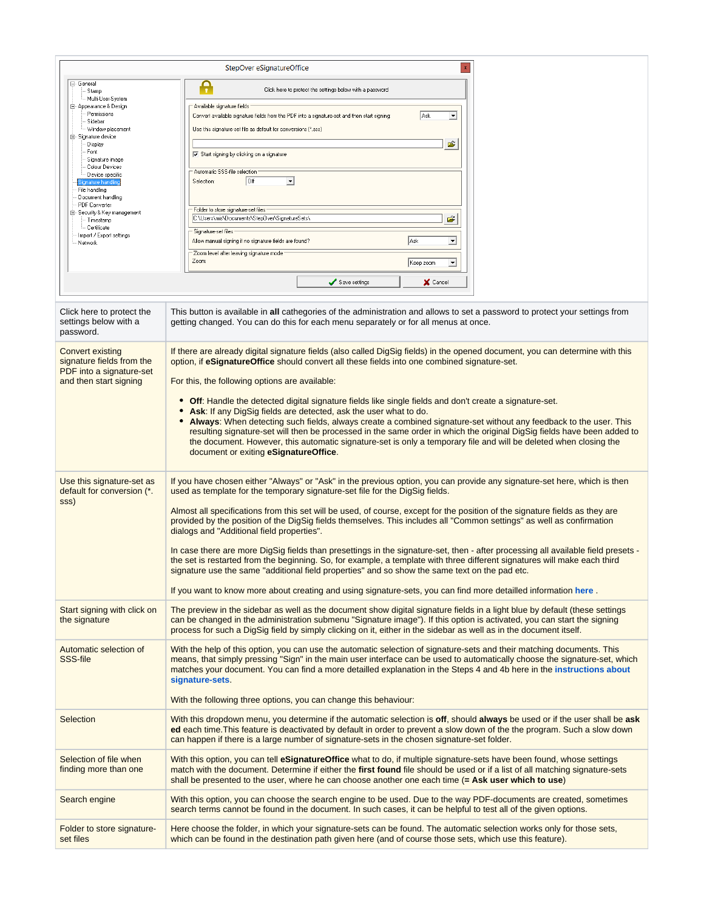| | |
|---|---|
| Click here to protect the settings below with a password. | This button is available in **all** cathegories of the administration and allows to set a password to protect your settings from getting changed. You can do this for each menu separately or for all menus at once. |
| Convert existing signature fields from the PDF into a signature-set and then start signing | If there are already digital signature fields (also called DigSig fields) in the opened document, you can determine with this option, if **eSignatureOffice** should convert all these fields into one combined signature-set.<br><br>For this, the following options are available:<br><br>• **Off**: Handle the detected digital signature fields like single fields and don't create a signature-set.<br>• **Ask**: If any DigSig fields are detected, ask the user what to do.<br>• **Always**: When detecting such fields, always create a combined signature-set without any feedback to the user. This resulting signature-set will then be processed in the same order in which the original DigSig fields have been added to the document. However, this automatic signature-set is only a temporary file and will be deleted when closing the document or exiting **eSignatureOffice**. |
| Use this signature-set as default for conversion (*.sss) | If you have chosen either "Always" or "Ask" in the previous option, you can provide any signature-set here, which is then used as template for the temporary signature-set file for the DigSig fields.<br><br>Almost all specifications from this set will be used, of course, except for the position of the signature fields as they are provided by the position of the DigSig fields themselves. This includes all "Common settings" as well as confirmation dialogs and "Additional field properties".<br><br>In case there are more DigSig fields than presettings in the signature-set, then - after processing all available field presets - the set is restarted from the beginning. So, for example, a template with three different signatures will make each third signature use the same "additional field properties" and so show the same text on the pad etc.<br><br>If you want to know more about creating and using signature-sets, you can find more detailled information **here** . |
| Start signing with click on the signature | The preview in the sidebar as well as the document show digital signature fields in a light blue by default (these settings can be changed in the administration submenu "Signature image"). If this option is activated, you can start the signing process for such a DigSig field by simply clicking on it, either in the sidebar as well as in the document itself. |
| Automatic selection of SSS-file | With the help of this option, you can use the automatic selection of signature-sets and their matching documents. This means, that simply pressing "Sign" in the main user interface can be used to automatically choose the signature-set, which matches your document. You can find a more detailled explanation in the Steps 4 and 4b here in the **instructions about signature-sets**.<br><br>With the following three options, you can change this behaviour: |
| Selection | With this dropdown menu, you determine if the automatic selection is **off**, should **always** be used or if the user shall be **asked** each time.This feature is deactivated by default in order to prevent a slow down of the the program. Such a slow down can happen if there is a large number of signature-sets in the chosen signature-set folder. |
| Selection of file when finding more than one | With this option, you can tell **eSignatureOffice** what to do, if multiple signature-sets have been found, whose settings match with the document. Determine if either the **first found** file should be used or if a list of all matching signature-sets shall be presented to the user, where he can choose another one each time (**= Ask user which to use**) |
| Search engine | With this option, you can choose the search engine to be used. Due to the way PDF-documents are created, sometimes search terms cannot be found in the document. In such cases, it can be helpful to test all of the given options. |
| Folder to store signature-set files | Here choose the folder, in which your signature-sets can be found. The automatic selection works only for those sets, which can be found in the destination path given here (and of course those sets, which use this feature). |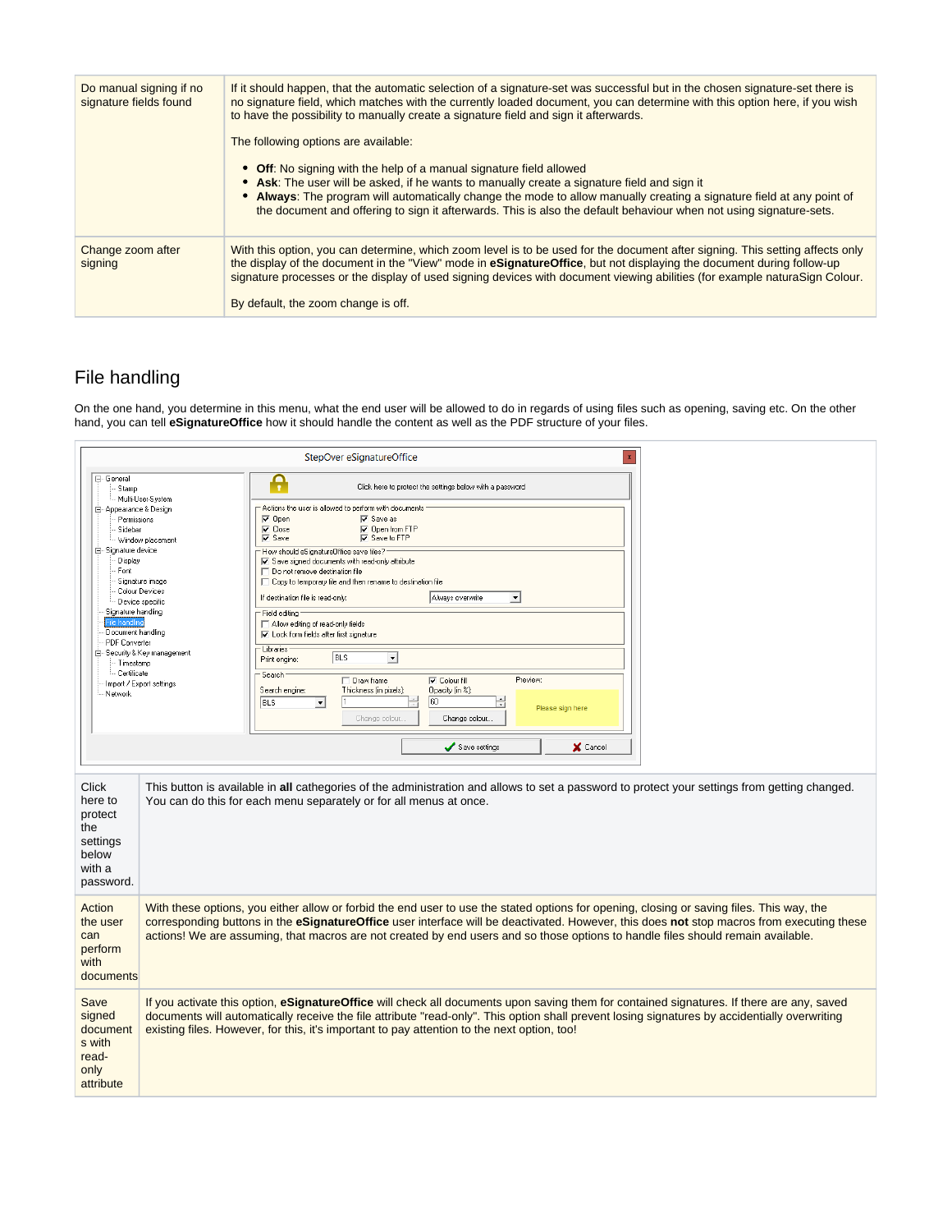| | |
|---|---|
| Do manual signing if no signature fields found | If it should happen, that the automatic selection of a signature-set was successful but in the chosen signature-set there is no signature field, which matches with the currently loaded document, you can determine with this option here, if you wish to have the possibility to manually create a signature field and sign it afterwards.<br><br>The following options are available:<br><br>• **Off**: No signing with the help of a manual signature field allowed<br>• **Ask**: The user will be asked, if he wants to manually create a signature field and sign it<br>• **Always**: The program will automatically change the mode to allow manually creating a signature field at any point of the document and offering to sign it afterwards. This is also the default behaviour when not using signature-sets. |
| Change zoom after signing | With this option, you can determine, which zoom level is to be used for the document after signing. This setting affects only the display of the document in the "View" mode in **eSignatureOffice**, but not displaying the document during follow-up signature processes or the display of used signing devices with document viewing abilities (for example naturaSign Colour.<br><br>By default, the zoom change is off. |

## File handling

On the one hand, you determine in this menu, what the end user will be allowed to do in regards of using files such as opening, saving etc. On the other hand, you can tell **eSignatureOffice** how it should handle the content as well as the PDF structure of your files.

| | |
|---|---|
| Click here to protect the settings below with a password. | This button is available in **all** cathegories of the administration and allows to set a password to protect your settings from getting changed. You can do this for each menu separately or for all menus at once. |
| Action the user can perform with documents | With these options, you either allow or forbid the end user to use the stated options for opening, closing or saving files. This way, the corresponding buttons in the **eSignatureOffice** user interface will be deactivated. However, this does **not** stop macros from executing these actions! We are assuming, that macros are not created by end users and so those options to handle files should remain available. |
| Save signed documents with read-only attribute | If you activate this option, **eSignatureOffice** will check all documents upon saving them for contained signatures. If there are any, saved documents will automatically receive the file attribute "read-only". This option shall prevent losing signatures by accidentially overwriting existing files. However, for this, it's important to pay attention to the next option, too! |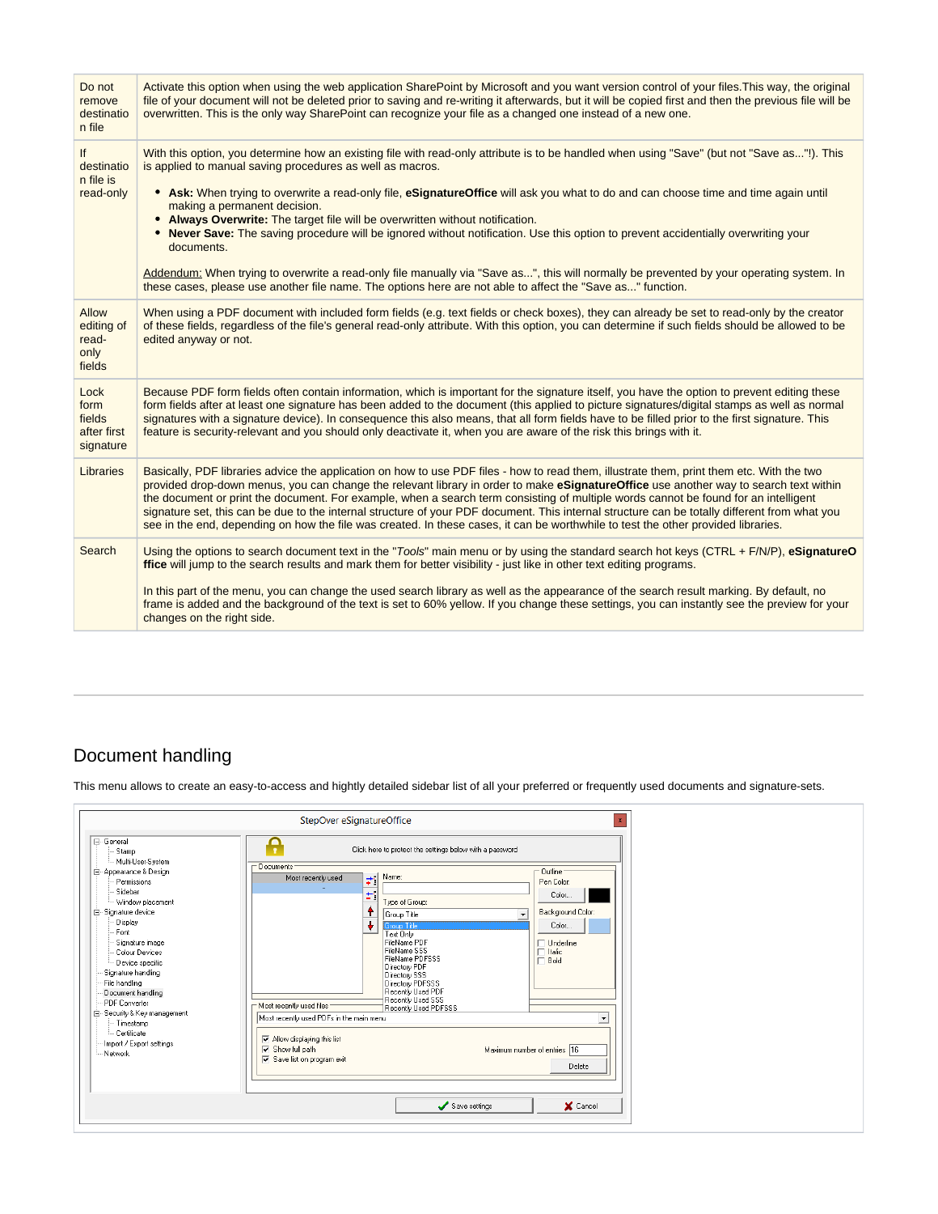| | |
|---|---|
| Do not remove destination file | Activate this option when using the web application SharePoint by Microsoft and you want version control of your files.This way, the original file of your document will not be deleted prior to saving and re-writing it afterwards, but it will be copied first and then the previous file will be overwritten. This is the only way SharePoint can recognize your file as a changed one instead of a new one. |
| If destination file is read-only | With this option, you determine how an existing file with read-only attribute is to be handled when using "Save" (but not "Save as..."!). This is applied to manual saving procedures as well as macros.<br><br>• **Ask:** When trying to overwrite a read-only file, **eSignatureOffice** will ask you what to do and can choose time and time again until making a permanent decision.<br>• **Always Overwrite:** The target file will be overwritten without notification.<br>• **Never Save:** The saving procedure will be ignored without notification. Use this option to prevent accidentially overwriting your documents.<br><br>Addendum: When trying to overwrite a read-only file manually via "Save as...", this will normally be prevented by your operating system. In these cases, please use another file name. The options here are not able to affect the "Save as..." function. |
| Allow editing of read-only fields | When using a PDF document with included form fields (e.g. text fields or check boxes), they can already be set to read-only by the creator of these fields, regardless of the file's general read-only attribute. With this option, you can determine if such fields should be allowed to be edited anyway or not. |
| Lock form fields after first signature | Because PDF form fields often contain information, which is important for the signature itself, you have the option to prevent editing these form fields after at least one signature has been added to the document (this applied to picture signatures/digital stamps as well as normal signatures with a signature device). In consequence this also means, that all form fields have to be filled prior to the first signature. This feature is security-relevant and you should only deactivate it, when you are aware of the risk this brings with it. |
| Libraries | Basically, PDF libraries advice the application on how to use PDF files - how to read them, illustrate them, print them etc. With the two provided drop-down menus, you can change the relevant library in order to make **eSignatureOffice** use another way to search text within the document or print the document. For example, when a search term consisting of multiple words cannot be found for an intelligent signature set, this can be due to the internal structure of your PDF document. This internal structure can be totally different from what you see in the end, depending on how the file was created. In these cases, it can be worthwhile to test the other provided libraries. |
| Search | Using the options to search document text in the "*Tools*" main menu or by using the standard search hot keys (CTRL + F/N/P), **eSignatureOffice** will jump to the search results and mark them for better visibility - just like in other text editing programs.<br><br>In this part of the menu, you can change the used search library as well as the appearance of the search result marking. By default, no frame is added and the background of the text is set to 60% yellow. If you change these settings, you can instantly see the preview for your changes on the right side. |

## Document handling

This menu allows to create an easy-to-access and hightly detailed sidebar list of all your preferred or frequently used documents and signature-sets.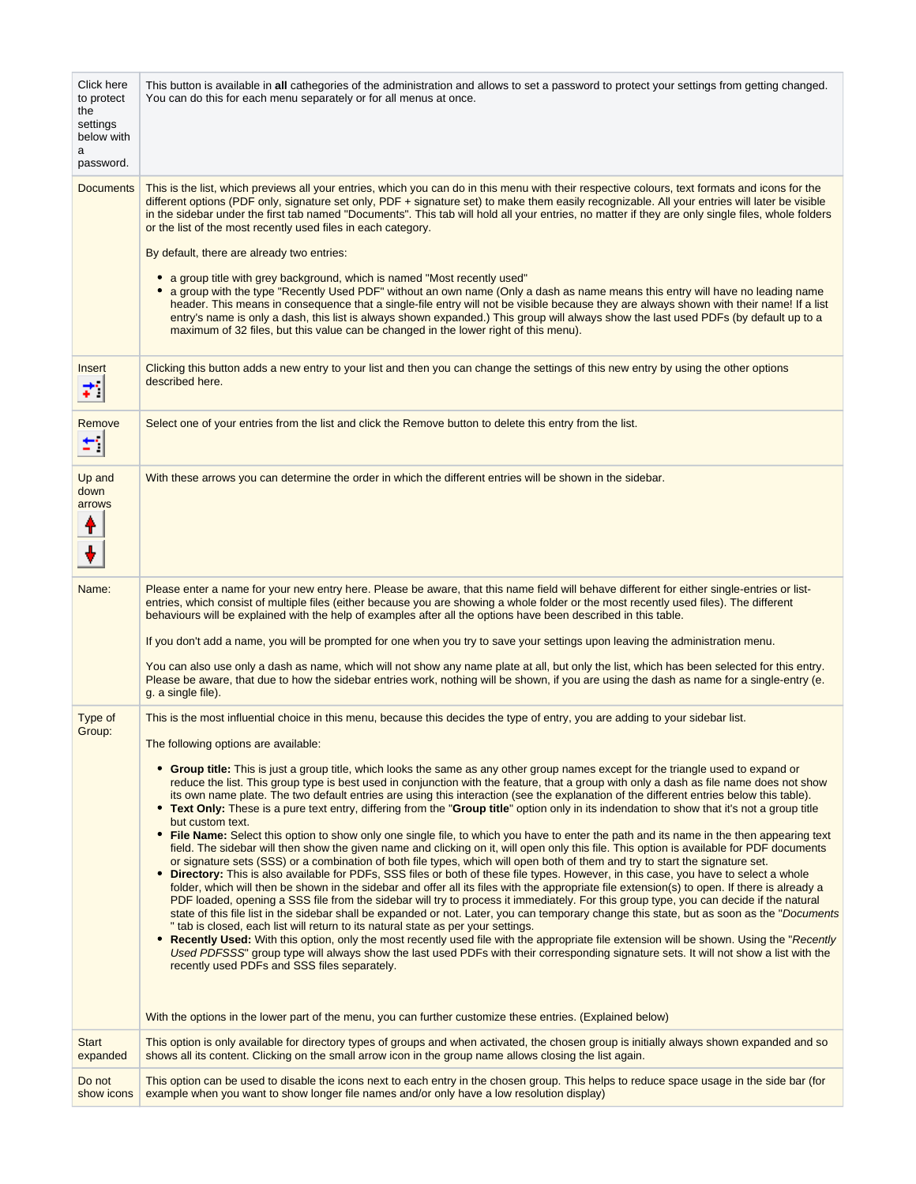| | |
|---|---|
| Click here to protect the settings below with a password. | This button is available in **all** cathegories of the administration and allows to set a password to protect your settings from getting changed. You can do this for each menu separately or for all menus at once. |
| Documents | This is the list, which previews all your entries, which you can do in this menu with their respective colours, text formats and icons for the different options (PDF only, signature set only, PDF + signature set) to make them easily recognizable. All your entries will later be visible in the sidebar under the first tab named "Documents". This tab will hold all your entries, no matter if they are only single files, whole folders or the list of the most recently used files in each category.<br><br>By default, there are already two entries:<br><br>• a group title with grey background, which is named "Most recently used"<br>• a group with the type "Recently Used PDF" without an own name (Only a dash as name means this entry will have no leading name header. This means in consequence that a single-file entry will not be visible because they are always shown with their name! If a list entry's name is only a dash, this list is always shown expanded.) This group will always show the last used PDFs (by default up to a maximum of 32 files, but this value can be changed in the lower right of this menu). |
| Insert | Clicking this button adds a new entry to your list and then you can change the settings of this new entry by using the other options described here. |
| Remove | Select one of your entries from the list and click the Remove button to delete this entry from the list. |
| Up and down arrows | With these arrows you can determine the order in which the different entries will be shown in the sidebar. |
| Name: | Please enter a name for your new entry here. Please be aware, that this name field will behave different for either single-entries or list-entries, which consist of multiple files (either because you are showing a whole folder or the most recently used files). The different behaviours will be explained with the help of examples after all the options have been described in this table.<br><br>If you don't add a name, you will be prompted for one when you try to save your settings upon leaving the administration menu.<br><br>You can also use only a dash as name, which will not show any name plate at all, but only the list, which has been selected for this entry. Please be aware, that due to how the sidebar entries work, nothing will be shown, if you are using the dash as name for a single-entry (e. g. a single file). |
| Type of Group: | This is the most influential choice in this menu, because this decides the type of entry, you are adding to your sidebar list.<br><br>The following options are available:<br><br>• **Group title:** This is just a group title, which looks the same as any other group names except for the triangle used to expand or reduce the list. This group type is best used in conjunction with the feature, that a group with only a dash as file name does not show its own name plate. The two default entries are using this interaction (see the explanation of the different entries below this table).<br>• **Text Only:** These is a pure text entry, differing from the "**Group title**" option only in its indendation to show that it's not a group title but custom text.<br>• **File Name:** Select this option to show only one single file, to which you have to enter the path and its name in the then appearing text field. The sidebar will then show the given name and clicking on it, will open only this file. This option is available for PDF documents or signature sets (SSS) or a combination of both file types, which will open both of them and try to start the signature set.<br>• **Directory:** This is also available for PDFs, SSS files or both of these file types. However, in this case, you have to select a whole folder, which will then be shown in the sidebar and offer all its files with the appropriate file extension(s) to open. If there is already a PDF loaded, opening a SSS file from the sidebar will try to process it immediately. For this group type, you can decide if the natural state of this file list in the sidebar shall be expanded or not. Later, you can temporary change this state, but as soon as the "*Documents*" tab is closed, each list will return to its natural state as per your settings.<br>• **Recently Used:** With this option, only the most recently used file with the appropriate file extension will be shown. Using the "*Recently Used PDFSSS*" group type will always show the last used PDFs with their corresponding signature sets. It will not show a list with the recently used PDFs and SSS files separately.<br><br>With the options in the lower part of the menu, you can further customize these entries. (Explained below) |
| Start expanded | This option is only available for directory types of groups and when activated, the chosen group is initially always shown expanded and so shows all its content. Clicking on the small arrow icon in the group name allows closing the list again. |
| Do not show icons | This option can be used to disable the icons next to each entry in the chosen group. This helps to reduce space usage in the side bar (for example when you want to show longer file names and/or only have a low resolution display) |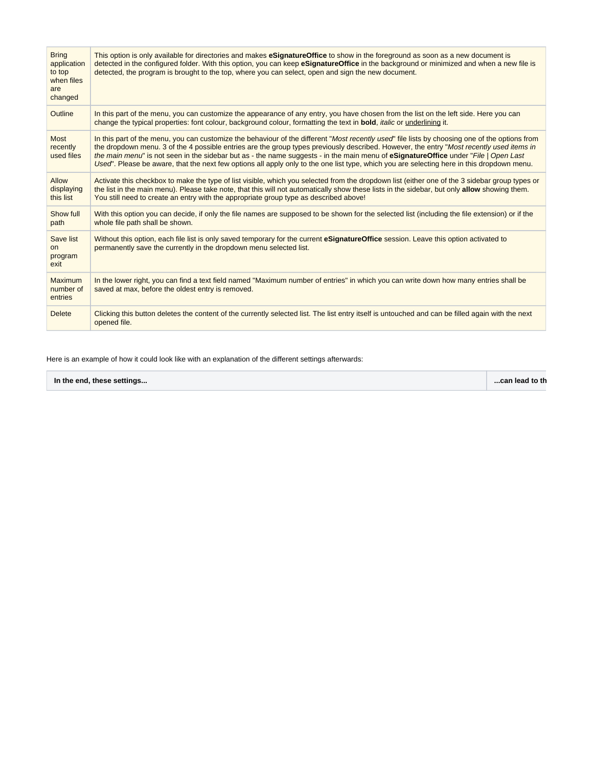| | |
|---|---|
| Bring application to top when files are changed | This option is only available for directories and makes **eSignatureOffice** to show in the foreground as soon as a new document is detected in the configured folder. With this option, you can keep **eSignatureOffice** in the background or minimized and when a new file is detected, the program is brought to the top, where you can select, open and sign the new document. |
| Outline | In this part of the menu, you can customize the appearance of any entry, you have chosen from the list on the left side. Here you can change the typical properties: font colour, background colour, formatting the text in **bold**, *italic* or underlining it. |
| Most recently used files | In this part of the menu, you can customize the behaviour of the different "*Most recently used*" file lists by choosing one of the options from the dropdown menu. 3 of the 4 possible entries are the group types previously described. However, the entry "*Most recently used items in the main menu*" is not seen in the sidebar but as - the name suggests - in the main menu of **eSignatureOffice** under "*File \| Open Last Used*". Please be aware, that the next few options all apply only to the one list type, which you are selecting here in this dropdown menu. |
| Allow displaying this list | Activate this checkbox to make the type of list visible, which you selected from the dropdown list (either one of the 3 sidebar group types or the list in the main menu). Please take note, that this will not automatically show these lists in the sidebar, but only **allow** showing them. You still need to create an entry with the appropriate group type as described above! |
| Show full path | With this option you can decide, if only the file names are supposed to be shown for the selected list (including the file extension) or if the whole file path shall be shown. |
| Save list on program exit | Without this option, each file list is only saved temporary for the current **eSignatureOffice** session. Leave this option activated to permanently save the currently in the dropdown menu selected list. |
| Maximum number of entries | In the lower right, you can find a text field named "Maximum number of entries" in which you can write down how many entries shall be saved at max, before the oldest entry is removed. |
| Delete | Clicking this button deletes the content of the currently selected list. The list entry itself is untouched and can be filled again with the next opened file. |

Here is an example of how it could look like with an explanation of the different settings afterwards:

| In the end, these settings... | ...can lead to th |
|---|---|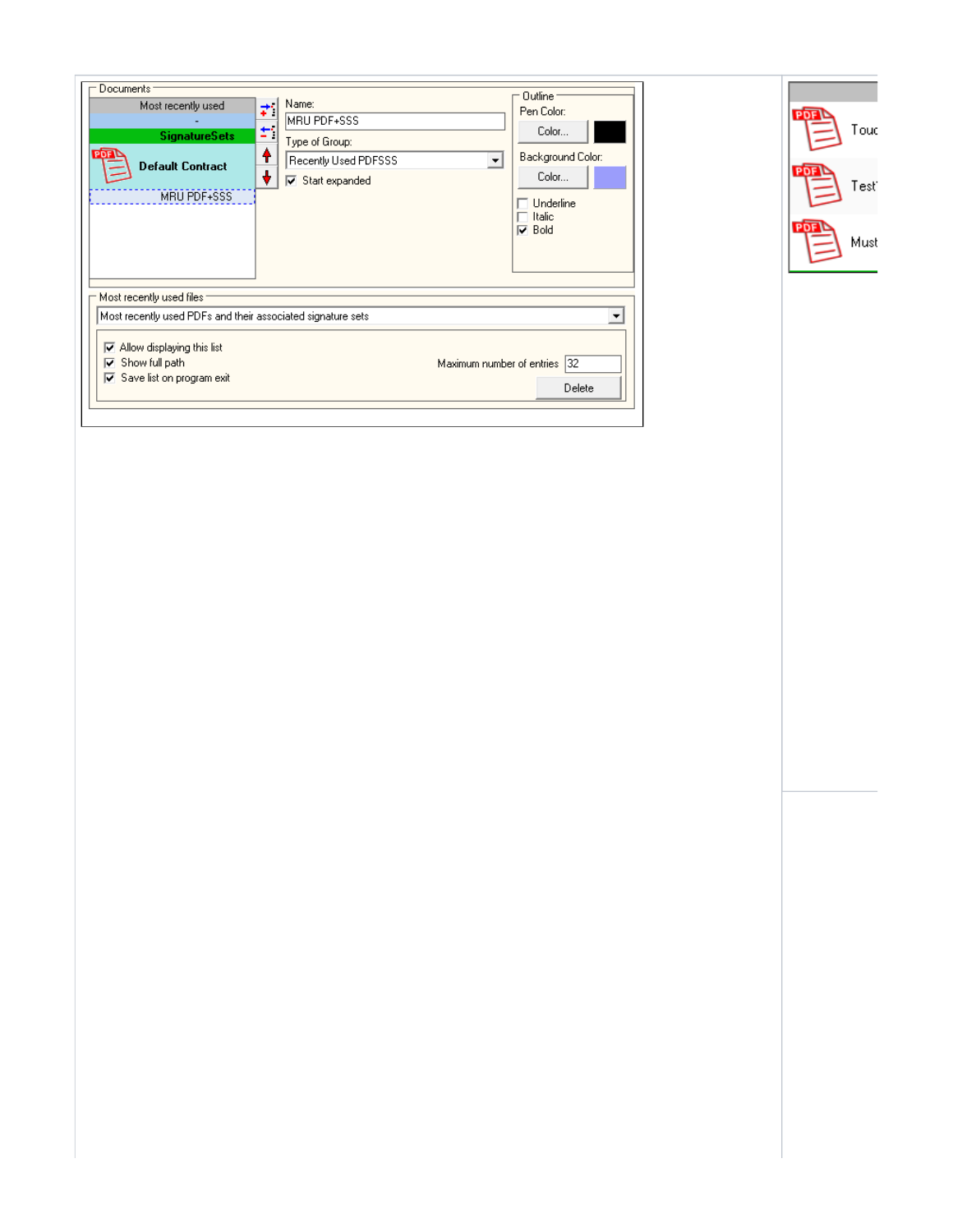Documents

Most recently used

-

SignatureSets

Default Contract

MRU PDF+SSS

Name:

MRU PDF+SSS

Type of Group:

Recently Used PDFSSS

Start expanded

Outline

Pen Color:

Color...

Background Color:

Color...

Underline

Italic

Bold

Most recently used files

Most recently used PDFs and their associated signature sets

Allow displaying this list

Show full path

Save list on program exit

Maximum number of entries 32

Delete

Touc

Test

Must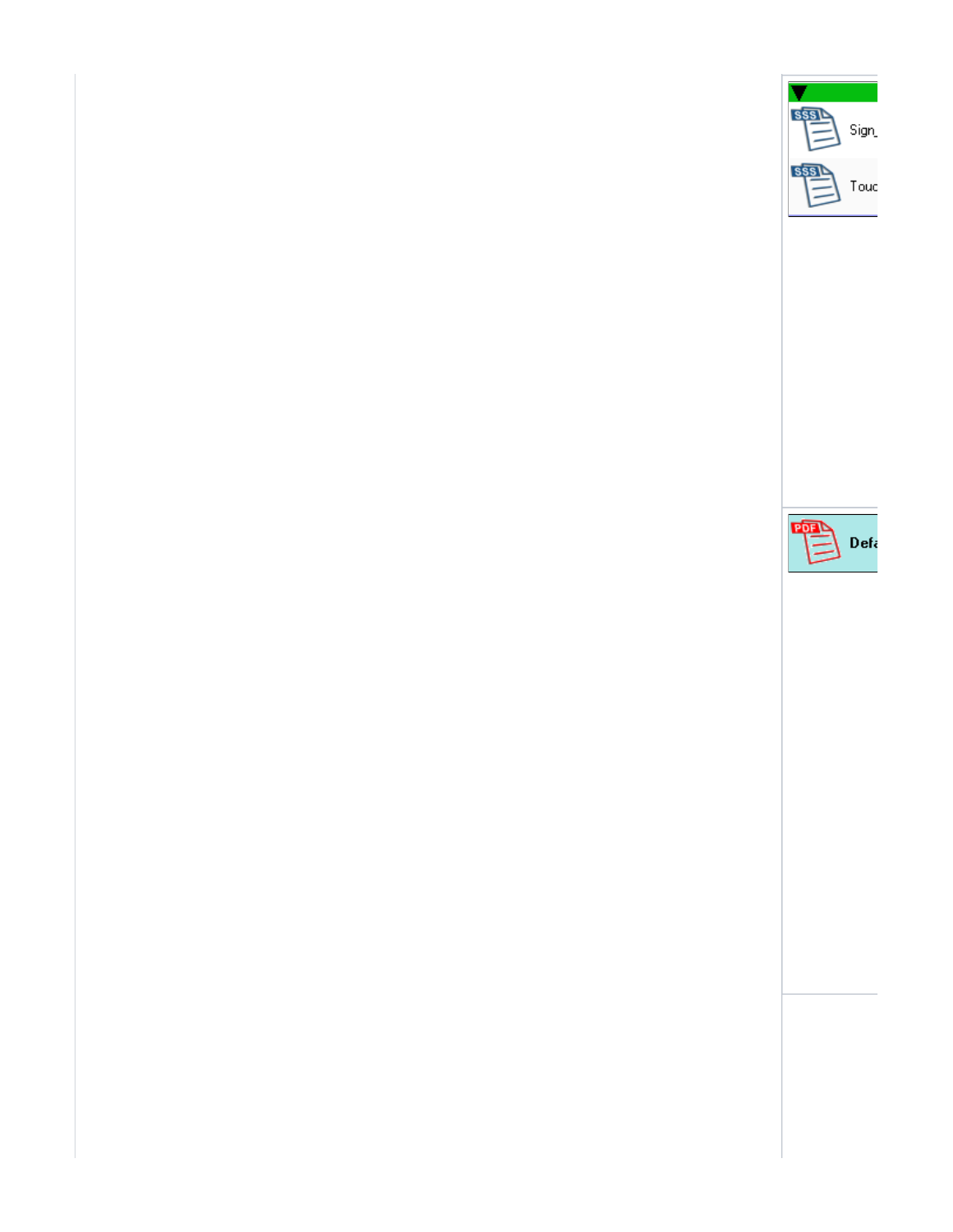Sign_

Touc

Defa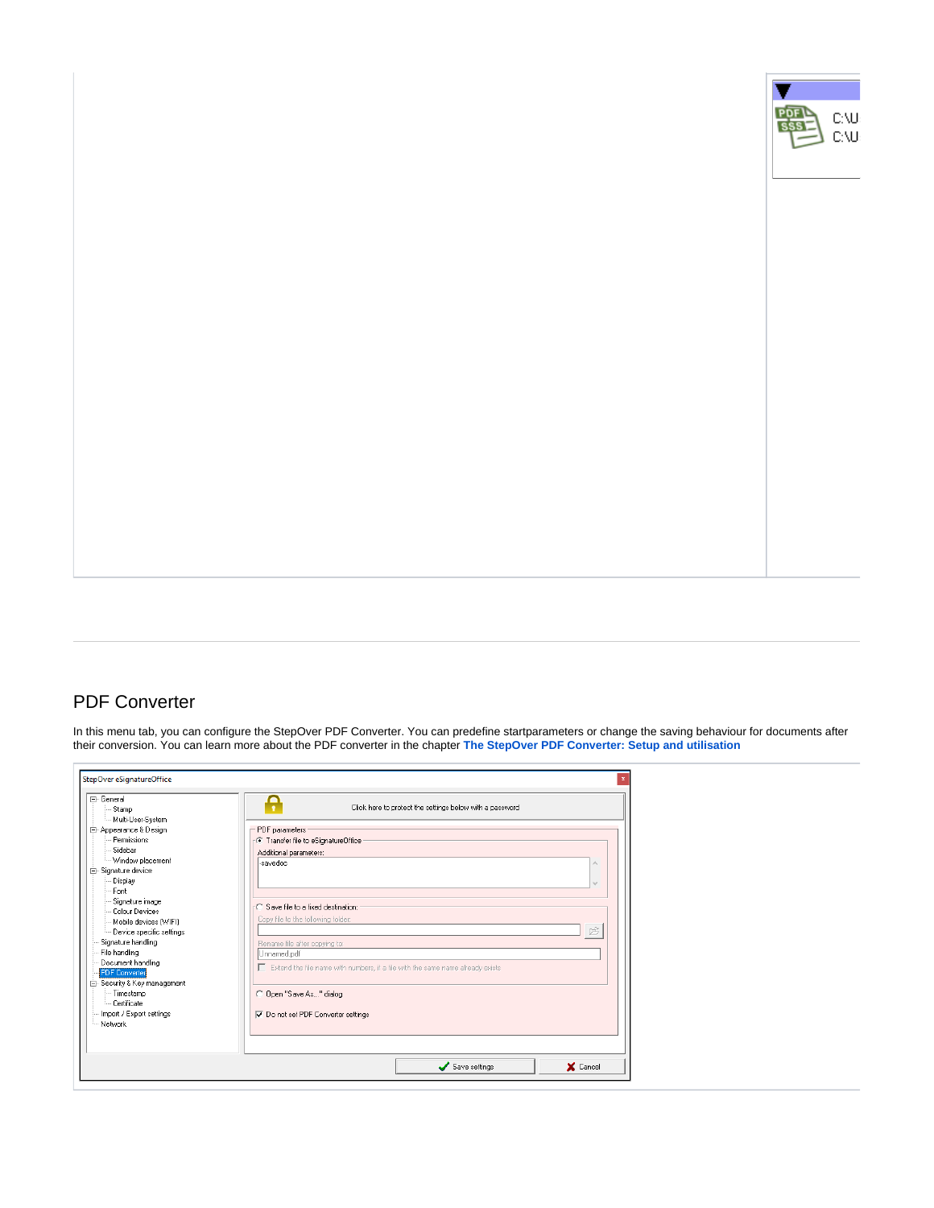## PDF Converter

In this menu tab, you can configure the StepOver PDF Converter. You can predefine startparameters or change the saving behaviour for documents after their conversion. You can learn more about the PDF converter in the chapter **The StepOver PDF Converter: Setup and utilisation**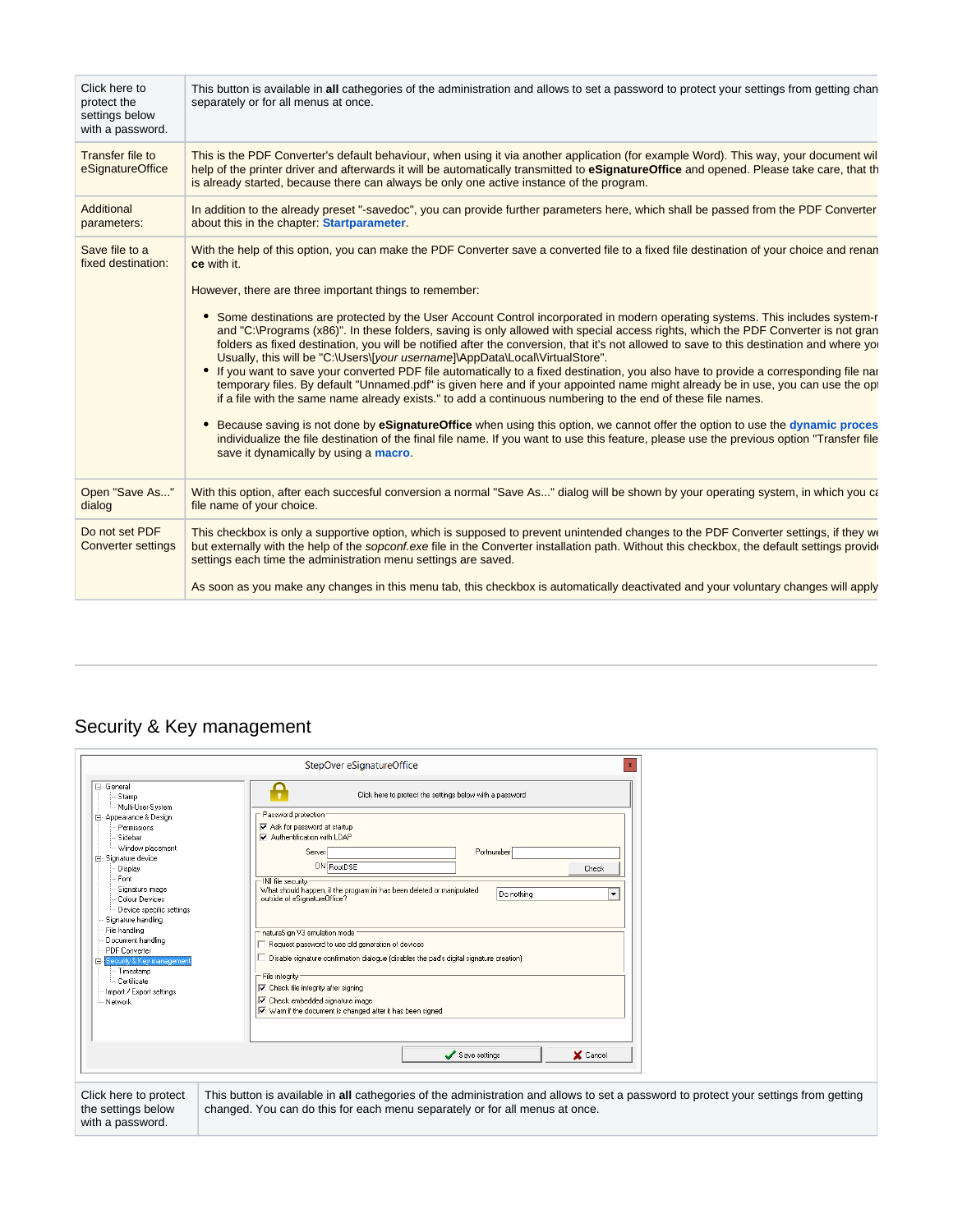| | |
|---|---|
| Click here to protect the settings below with a password. | This button is available in **all** cathegories of the administration and allows to set a password to protect your settings from getting chan separately or for all menus at once. |
| Transfer file to eSignatureOffice | This is the PDF Converter's default behaviour, when using it via another application (for example Word). This way, your document wil help of the printer driver and afterwards it will be automatically transmitted to **eSignatureOffice** and opened. Please take care, that th is already started, because there can always be only one active instance of the program. |
| Additional parameters: | In addition to the already preset "-savedoc", you can provide further parameters here, which shall be passed from the PDF Converter about this in the chapter: **Startparameter**. |
| Save file to a fixed destination: | With the help of this option, you can make the PDF Converter save a converted file to a fixed file destination of your choice and renan **ce** with it.<br><br>However, there are three important things to remember:<br><br>• Some destinations are protected by the User Account Control incorporated in modern operating systems. This includes system-r and "C:\Programs (x86)". In these folders, saving is only allowed with special access rights, which the PDF Converter is not gran folders as fixed destination, you will be notified after the conversion, that it's not allowed to save to this destination and where yo Usually, this will be "C:\Users\[*your username*]\AppData\Local\VirtualStore".<br>• If you want to save your converted PDF file automatically to a fixed destination, you also have to provide a corresponding file nar temporary files. By default "Unnamed.pdf" is given here and if your appointed name might already be in use, you can use the opt if a file with the same name already exists." to add a continuous numbering to the end of these file names.<br><br>• Because saving is not done by **eSignatureOffice** when using this option, we cannot offer the option to use the **dynamic proces** individualize the file destination of the final file name. If you want to use this feature, please use the previous option "Transfer file save it dynamically by using a **macro**. |
| Open "Save As..." dialog | With this option, after each succesful conversion a normal "Save As..." dialog will be shown by your operating system, in which you ca file name of your choice. |
| Do not set PDF Converter settings | This checkbox is only a supportive option, which is supposed to prevent unintended changes to the PDF Converter settings, if they we but externally with the help of the *sopconf.exe* file in the Converter installation path. Without this checkbox, the default settings provid settings each time the administration menu settings are saved.<br><br>As soon as you make any changes in this menu tab, this checkbox is automatically deactivated and your voluntary changes will apply |

## Security & Key management

| | |
|---|---|
| Click here to protect the settings below with a password. | This button is available in **all** cathegories of the administration and allows to set a password to protect your settings from getting changed. You can do this for each menu separately or for all menus at once. |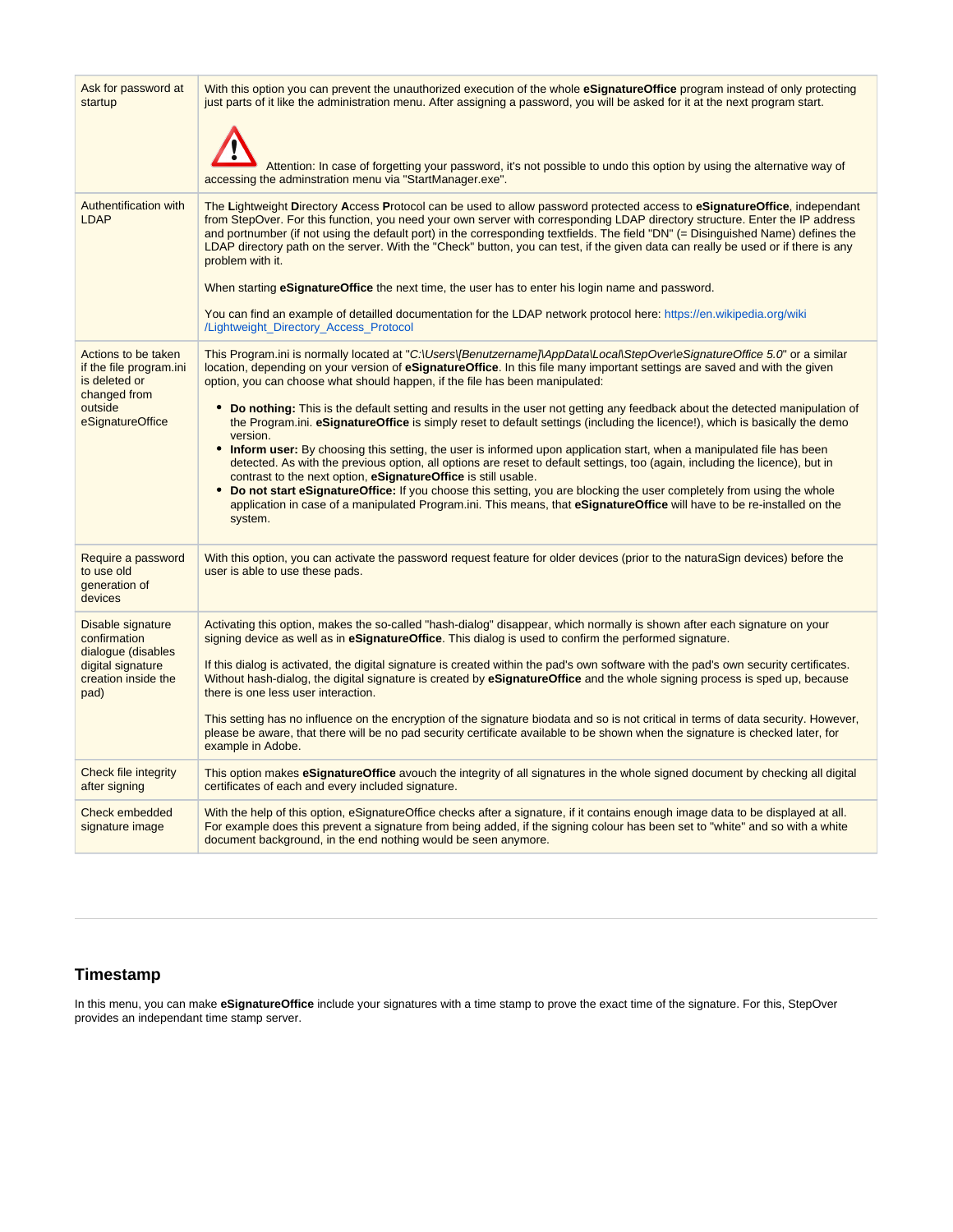| | |
|---|---|
| Ask for password at startup | With this option you can prevent the unauthorized execution of the whole **eSignatureOffice** program instead of only protecting just parts of it like the administration menu. After assigning a password, you will be asked for it at the next program start.<br><br>Attention: In case of forgetting your password, it's not possible to undo this option by using the alternative way of accessing the adminstration menu via "StartManager.exe". |
| Authentification with LDAP | The **L**ightweight **D**irectory **A**ccess **P**rotocol can be used to allow password protected access to **eSignatureOffice**, independant from StepOver. For this function, you need your own server with corresponding LDAP directory structure. Enter the IP address and portnumber (if not using the default port) in the corresponding textfields. The field "DN" (= Disinguished Name) defines the LDAP directory path on the server. With the "Check" button, you can test, if the given data can really be used or if there is any problem with it.<br><br>When starting **eSignatureOffice** the next time, the user has to enter his login name and password.<br><br>You can find an example of detailled documentation for the LDAP network protocol here: https://en.wikipedia.org/wiki/Lightweight_Directory_Access_Protocol |
| Actions to be taken if the file program.ini is deleted or changed from outside eSignatureOffice | This Program.ini is normally located at "*C:\Users\[Benutzername]\AppData\Local\StepOver\eSignatureOffice 5.0*" or a similar location, depending on your version of **eSignatureOffice**. In this file many important settings are saved and with the given option, you can choose what should happen, if the file has been manipulated:<br><br>• **Do nothing:** This is the default setting and results in the user not getting any feedback about the detected manipulation of the Program.ini. **eSignatureOffice** is simply reset to default settings (including the licence!), which is basically the demo version.<br>• **Inform user:** By choosing this setting, the user is informed upon application start, when a manipulated file has been detected. As with the previous option, all options are reset to default settings, too (again, including the licence), but in contrast to the next option, **eSignatureOffice** is still usable.<br>• **Do not start eSignatureOffice:** If you choose this setting, you are blocking the user completely from using the whole application in case of a manipulated Program.ini. This means, that **eSignatureOffice** will have to be re-installed on the system. |
| Require a password to use old generation of devices | With this option, you can activate the password request feature for older devices (prior to the naturaSign devices) before the user is able to use these pads. |
| Disable signature confirmation dialogue (disables digital signature creation inside the pad) | Activating this option, makes the so-called "hash-dialog" disappear, which normally is shown after each signature on your signing device as well as in **eSignatureOffice**. This dialog is used to confirm the performed signature.<br><br>If this dialog is activated, the digital signature is created within the pad's own software with the pad's own security certificates. Without hash-dialog, the digital signature is created by **eSignatureOffice** and the whole signing process is sped up, because there is one less user interaction.<br><br>This setting has no influence on the encryption of the signature biodata and so is not critical in terms of data security. However, please be aware, that there will be no pad security certificate available to be shown when the signature is checked later, for example in Adobe. |
| Check file integrity after signing | This option makes **eSignatureOffice** avouch the integrity of all signatures in the whole signed document by checking all digital certificates of each and every included signature. |
| Check embedded signature image | With the help of this option, eSignatureOffice checks after a signature, if it contains enough image data to be displayed at all. For example does this prevent a signature from being added, if the signing colour has been set to "white" and so with a white document background, in the end nothing would be seen anymore. |

## Timestamp

In this menu, you can make **eSignatureOffice** include your signatures with a time stamp to prove the exact time of the signature. For this, StepOver provides an independant time stamp server.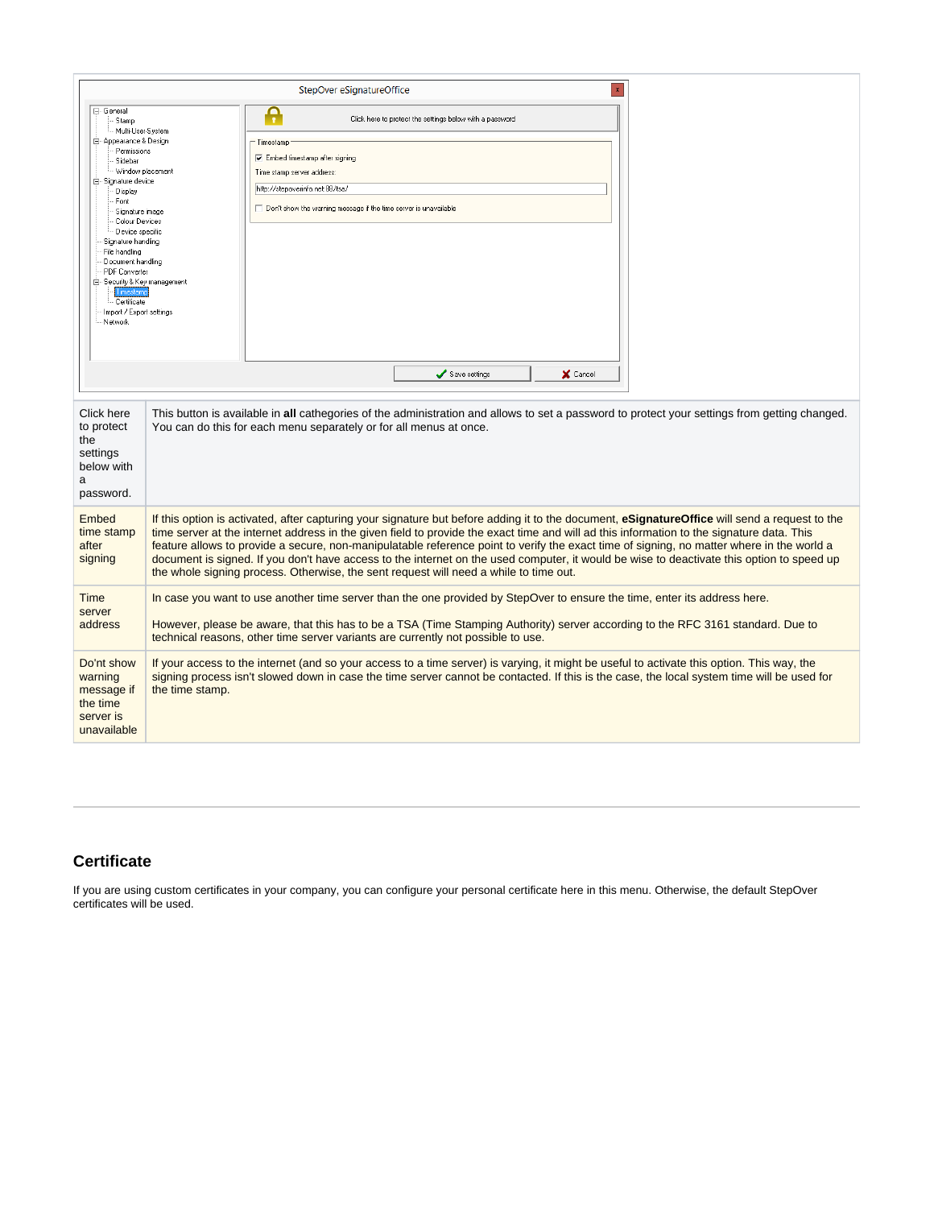| | |
|---|---|
| Click here to protect the settings below with a password. | This button is available in **all** cathegories of the administration and allows to set a password to protect your settings from getting changed. You can do this for each menu separately or for all menus at once. |
| Embed time stamp after signing | If this option is activated, after capturing your signature but before adding it to the document, **eSignatureOffice** will send a request to the time server at the internet address in the given field to provide the exact time and will ad this information to the signature data. This feature allows to provide a secure, non-manipulatable reference point to verify the exact time of signing, no matter where in the world a document is signed. If you don't have access to the internet on the used computer, it would be wise to deactivate this option to speed up the whole signing process. Otherwise, the sent request will need a while to time out. |
| Time server address | In case you want to use another time server than the one provided by StepOver to ensure the time, enter its address here.<br><br>However, please be aware, that this has to be a TSA (Time Stamping Authority) server according to the RFC 3161 standard. Due to technical reasons, other time server variants are currently not possible to use. |
| Don't show warning message if the time server is unavailable | If your access to the internet (and so your access to a time server) is varying, it might be useful to activate this option. This way, the signing process isn't slowed down in case the time server cannot be contacted. If this is the case, the local system time will be used for the time stamp. |

## Certificate

If you are using custom certificates in your company, you can configure your personal certificate here in this menu. Otherwise, the default StepOver certificates will be used.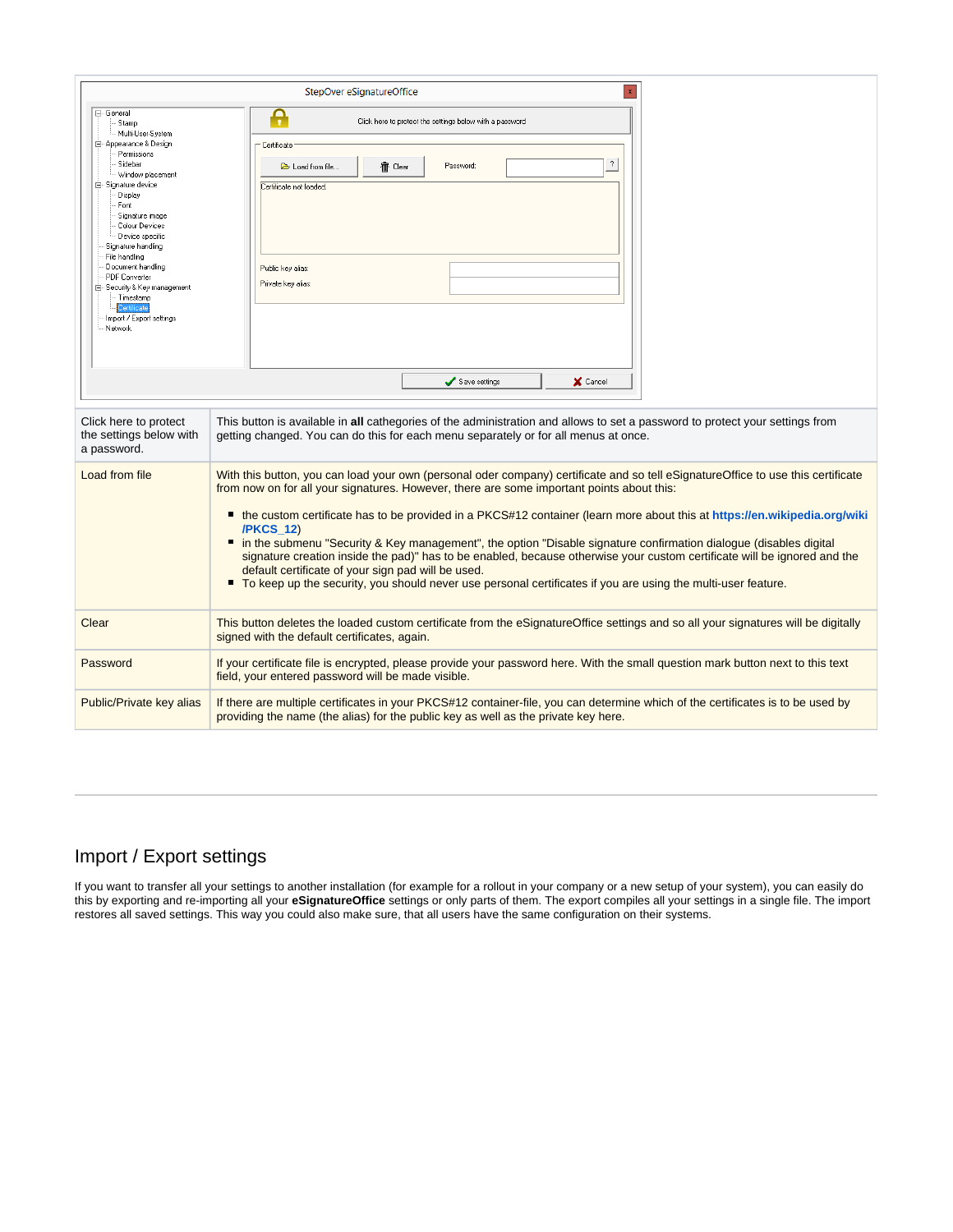| Click here to protect the settings below with a password. | This button is available in **all** cathegories of the administration and allows to set a password to protect your settings from getting changed. You can do this for each menu separately or for all menus at once. |
|---|---|
| Load from file | With this button, you can load your own (personal oder company) certificate and so tell eSignatureOffice to use this certificate from now on for all your signatures. However, there are some important points about this:<br>• the custom certificate has to be provided in a PKCS#12 container (learn more about this at **https://en.wikipedia.org/wiki/PKCS_12**)<br>• in the submenu "Security & Key management", the option "Disable signature confirmation dialogue (disables digital signature creation inside the pad)" has to be enabled, because otherwise your custom certificate will be ignored and the default certificate of your sign pad will be used.<br>• To keep up the security, you should never use personal certificates if you are using the multi-user feature. |
| Clear | This button deletes the loaded custom certificate from the eSignatureOffice settings and so all your signatures will be digitally signed with the default certificates, again. |
| Password | If your certificate file is encrypted, please provide your password here. With the small question mark button next to this text field, your entered password will be made visible. |
| Public/Private key alias | If there are multiple certificates in your PKCS#12 container-file, you can determine which of the certificates is to be used by providing the name (the alias) for the public key as well as the private key here. |

## Import / Export settings

If you want to transfer all your settings to another installation (for example for a rollout in your company or a new setup of your system), you can easily do this by exporting and re-importing all your **eSignatureOffice** settings or only parts of them. The export compiles all your settings in a single file. The import restores all saved settings. This way you could also make sure, that all users have the same configuration on their systems.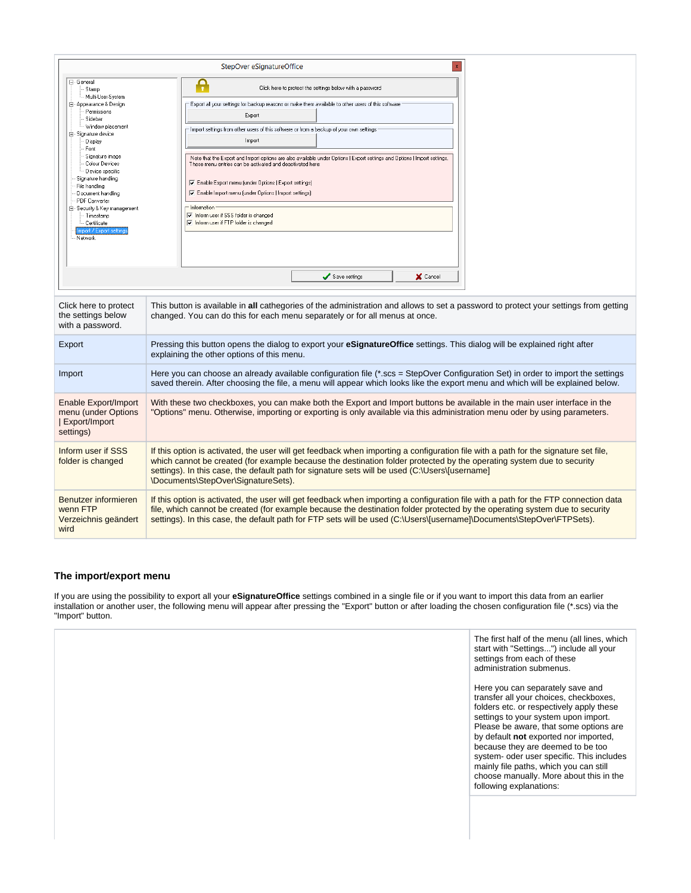| | |
|---|---|
| Click here to protect the settings below with a password. | This button is available in **all** cathegories of the administration and allows to set a password to protect your settings from getting changed. You can do this for each menu separately or for all menus at once. |
| Export | Pressing this button opens the dialog to export your **eSignatureOffice** settings. This dialog will be explained right after explaining the other options of this menu. |
| Import | Here you can choose an already available configuration file (*.scs = StepOver Configuration Set) in order to import the settings saved therein. After choosing the file, a menu will appear which looks like the export menu and which will be explained below. |
| Enable Export/Import menu (under Options \| Export/Import settings) | With these two checkboxes, you can make both the Export and Import buttons be available in the main user interface in the "Options" menu. Otherwise, importing or exporting is only available via this administration menu oder by using parameters. |
| Inform user if SSS folder is changed | If this option is activated, the user will get feedback when importing a configuration file with a path for the signature set file, which cannot be created (for example because the destination folder protected by the operating system due to security settings). In this case, the default path for signature sets will be used (C:\Users\[username]\Documents\StepOver\SignatureSets). |
| Benutzer informieren wenn FTP Verzeichnis geändert wird | If this option is activated, the user will get feedback when importing a configuration file with a path for the FTP connection data file, which cannot be created (for example because the destination folder protected by the operating system due to security settings). In this case, the default path for FTP sets will be used (C:\Users\[username]\Documents\StepOver\FTPSets). |

### The import/export menu

If you are using the possibility to export all your **eSignatureOffice** settings combined in a single file or if you want to import this data from an earlier installation or another user, the following menu will appear after pressing the "Export" button or after loading the chosen configuration file (*.scs) via the "Import" button.

The first half of the menu (all lines, which start with "Settings...") include all your settings from each of these administration submenus.

Here you can separately save and transfer all your choices, checkboxes, folders etc. or respectively apply these settings to your system upon import. Please be aware, that some options are by default **not** exported nor imported, because they are deemed to be too system- oder user specific. This includes mainly file paths, which you can still choose manually. More about this in the following explanations: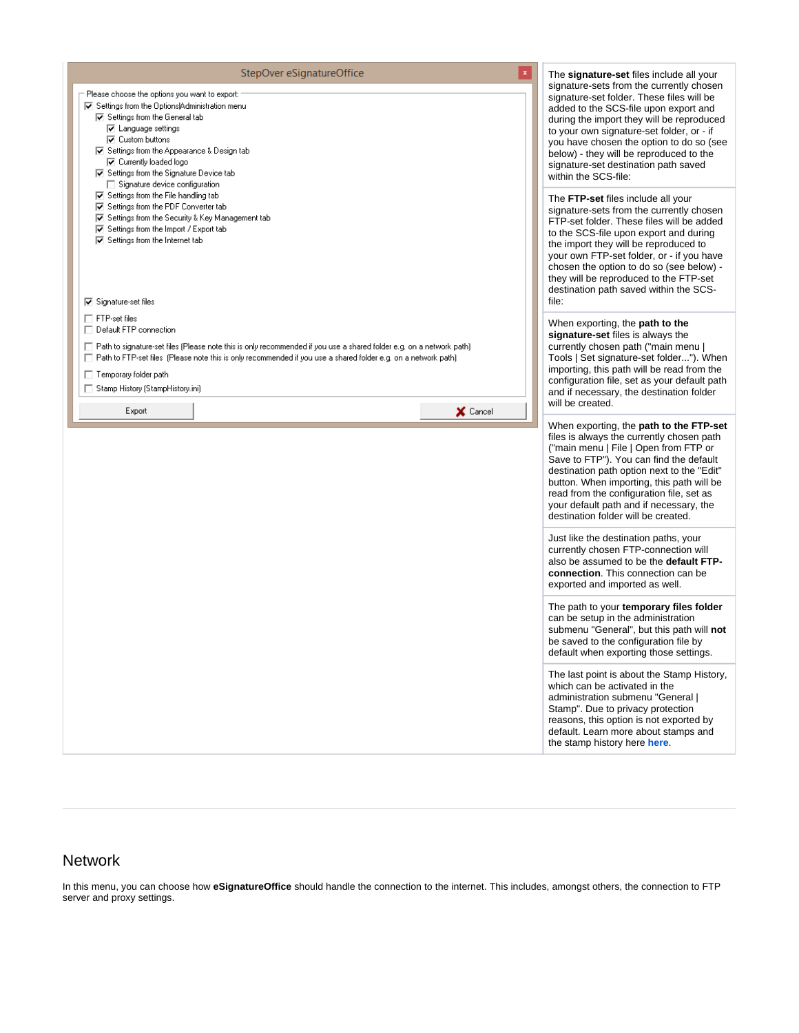| | |
|---|---|
| StepOver eSignatureOffice<br><br>Please choose the options you want to export:<br>☑ Settings from the Options\Administration menu<br>☑ Settings from the General tab<br>☑ Language settings<br>☑ Custom buttons<br>☑ Settings from the Appearance & Design tab<br>☑ Currently loaded logo<br>☑ Settings from the Signature Device tab<br>☐ Signature device configuration<br>☑ Settings from the File handling tab<br>☑ Settings from the PDF Converter tab<br>☑ Settings from the Security & Key Management tab<br>☑ Settings from the Import / Export tab<br>☑ Settings from the Internet tab<br><br>☑ Signature-set files<br>☐ FTP-set files<br>☐ Default FTP connection<br>☐ Path to signature-set files (Please note this is only recommended if you use a shared folder e.g. on a network path)<br>☐ Path to FTP-set files (Please note this is only recommended if you use a shared folder e.g. on a network path)<br>☐ Temporary folder path<br>☐ Stamp History (StampHistory.ini)<br><br>Export / Cancel | The **signature-set** files include all your signature-sets from the currently chosen signature-set folder. These files will be added to the SCS-file upon export and during the import they will be reproduced to your own signature-set folder, or - if you have chosen the option to do so (see below) - they will be reproduced to the signature-set destination path saved within the SCS-file:<br><br>The **FTP-set** files include all your signature-sets from the currently chosen FTP-set folder. These files will be added to the SCS-file upon export and during the import they will be reproduced to your own FTP-set folder, or - if you have chosen the option to do so (see below) - they will be reproduced to the FTP-set destination path saved within the SCS-file:<br><br>When exporting, the **path to the signature-set** files is always the currently chosen path ("main menu \| Tools \| Set signature-set folder..."). When importing, this path will be read from the configuration file, set as your default path and if necessary, the destination folder will be created.<br><br>When exporting, the **path to the FTP-set** files is always the currently chosen path ("main menu \| File \| Open from FTP or Save to FTP"). You can find the default destination path option next to the "Edit" button. When importing, this path will be read from the configuration file, set as your default path and if necessary, the destination folder will be created.<br><br>Just like the destination paths, your currently chosen FTP-connection will also be assumed to be the **default FTP-connection**. This connection can be exported and imported as well.<br><br>The path to your **temporary files folder** can be setup in the administration submenu "General", but this path will **not** be saved to the configuration file by default when exporting those settings.<br><br>The last point is about the Stamp History, which can be activated in the administration submenu "General \| Stamp". Due to privacy protection reasons, this option is not exported by default. Learn more about stamps and the stamp history here **here**. |

## Network

In this menu, you can choose how **eSignatureOffice** should handle the connection to the internet. This includes, amongst others, the connection to FTP server and proxy settings.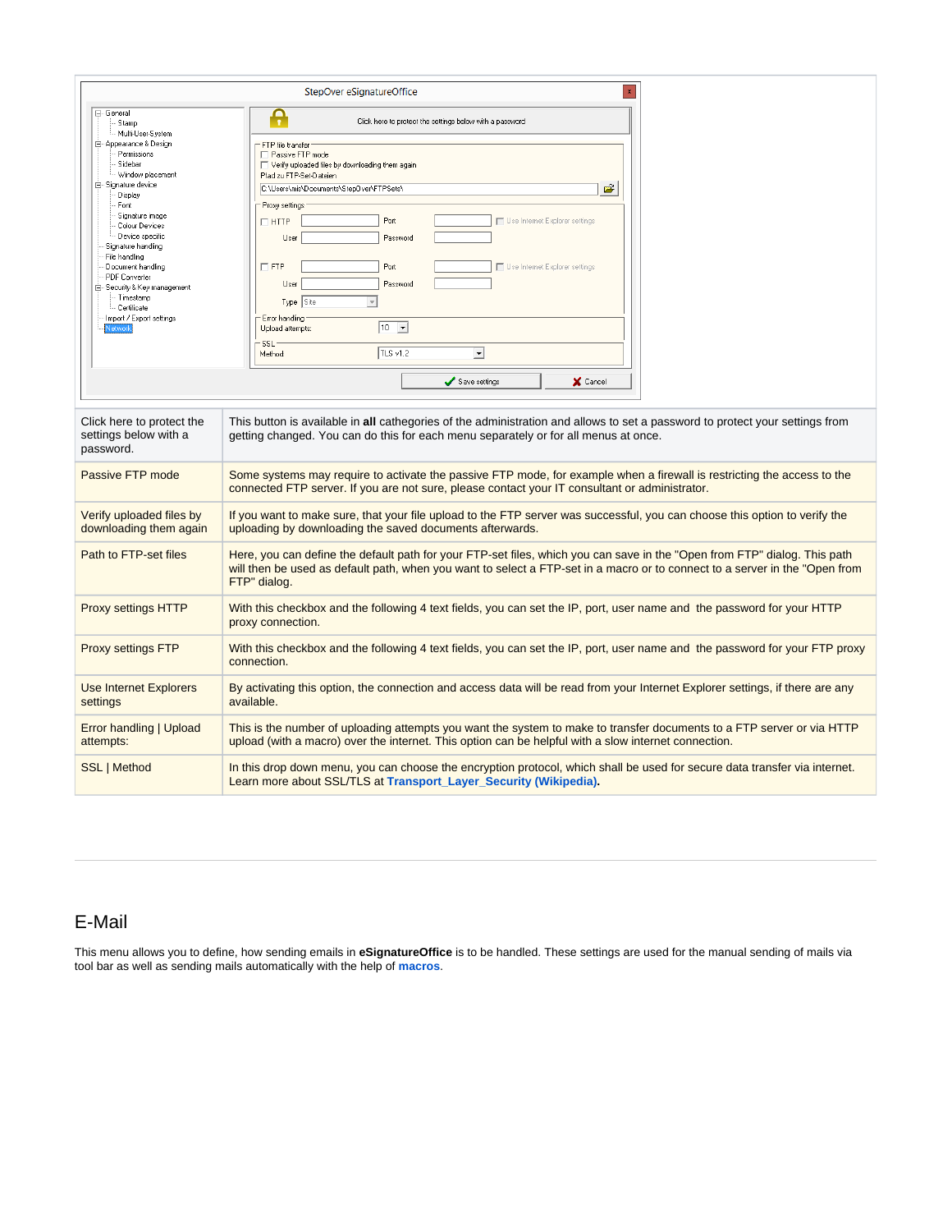| | |
|---|---|
| Click here to protect the settings below with a password. | This button is available in **all** cathegories of the administration and allows to set a password to protect your settings from getting changed. You can do this for each menu separately or for all menus at once. |
| Passive FTP mode | Some systems may require to activate the passive FTP mode, for example when a firewall is restricting the access to the connected FTP server. If you are not sure, please contact your IT consultant or administrator. |
| Verify uploaded files by downloading them again | If you want to make sure, that your file upload to the FTP server was successful, you can choose this option to verify the uploading by downloading the saved documents afterwards. |
| Path to FTP-set files | Here, you can define the default path for your FTP-set files, which you can save in the "Open from FTP" dialog. This path will then be used as default path, when you want to select a FTP-set in a macro or to connect to a server in the "Open from FTP" dialog. |
| Proxy settings HTTP | With this checkbox and the following 4 text fields, you can set the IP, port, user name and the password for your HTTP proxy connection. |
| Proxy settings FTP | With this checkbox and the following 4 text fields, you can set the IP, port, user name and the password for your FTP proxy connection. |
| Use Internet Explorers settings | By activating this option, the connection and access data will be read from your Internet Explorer settings, if there are any available. |
| Error handling \| Upload attempts: | This is the number of uploading attempts you want the system to make to transfer documents to a FTP server or via HTTP upload (with a macro) over the internet. This option can be helpful with a slow internet connection. |
| SSL \| Method | In this drop down menu, you can choose the encryption protocol, which shall be used for secure data transfer via internet. Learn more about SSL/TLS at **Transport_Layer_Security (Wikipedia).** |

## E-Mail

This menu allows you to define, how sending emails in **eSignatureOffice** is to be handled. These settings are used for the manual sending of mails via tool bar as well as sending mails automatically with the help of **macros**.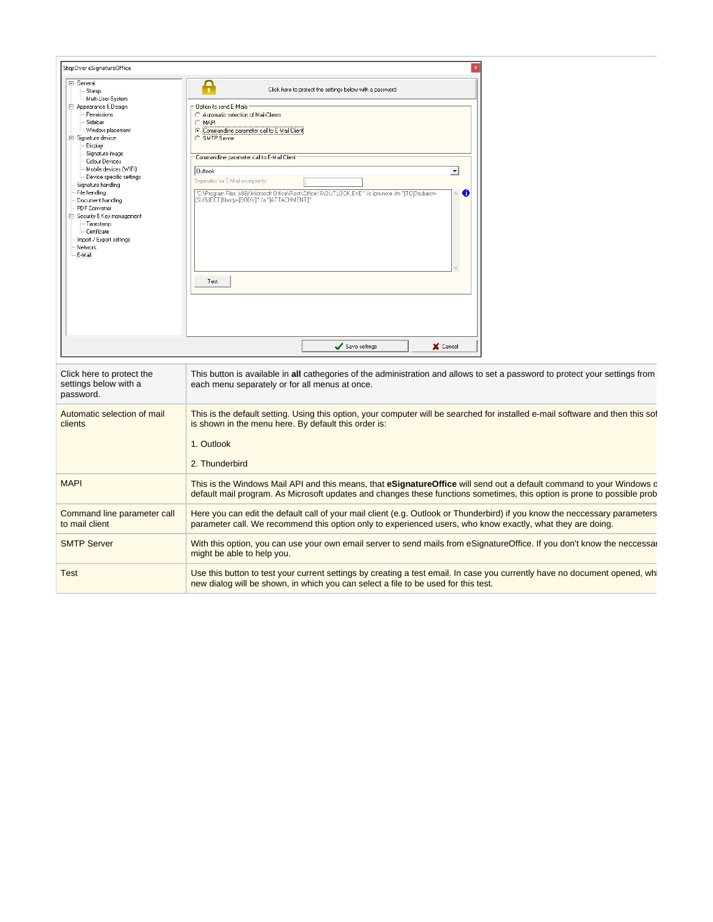| | |
|---|---|
| Click here to protect the settings below with a password. | This button is available in **all** cathegories of the administration and allows to set a password to protect your settings from each menu separately or for all menus at once. |
| Automatic selection of mail clients | This is the default setting. Using this option, your computer will be searched for installed e-mail software and then this sof is shown in the menu here. By default this order is:<br><br>1. Outlook<br><br>2. Thunderbird |
| MAPI | This is the Windows Mail API and this means, that **eSignatureOffice** will send out a default command to your Windows c default mail program. As Microsoft updates and changes these functions sometimes, this option is prone to possible prob |
| Command line parameter call to mail client | Here you can edit the default call of your mail client (e.g. Outlook or Thunderbird) if you know the neccessary parameters parameter call. We recommend this option only to experienced users, who know exactly, what they are doing. |
| SMTP Server | With this option, you can use your own email server to send mails from eSignatureOffice. If you don't know the neccessar might be able to help you. |
| Test | Use this button to test your current settings by creating a test email. In case you currently have no document opened, whi new dialog will be shown, in which you can select a file to be used for this test. |